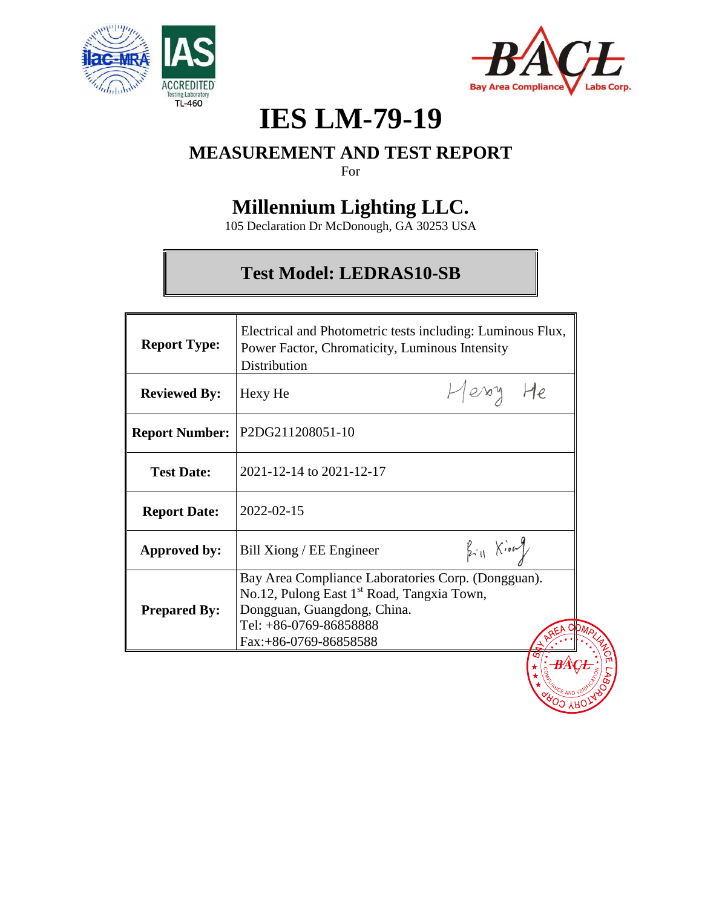# IES LM-79-19

## MEASUREMENT AND TEST REPORT

For

## Millennium Lighting LLC.

105 Declaration Dr McDonough, GA 30253 USA

### Test Model: LEDRAS10-SB

| | |
|---|---|
| **Report Type:** | Electrical and Photometric tests including: Luminous Flux, Power Factor, Chromaticity, Luminous Intensity Distribution |
| **Reviewed By:** | Hexy He |
| **Report Number:** | P2DG211208051-10 |
| **Test Date:** | 2021-12-14 to 2021-12-17 |
| **Report Date:** | 2022-02-15 |
| **Approved by:** | Bill Xiong / EE Engineer |
| **Prepared By:** | Bay Area Compliance Laboratories Corp. (Dongguan). No.12, Pulong East 1st Road, Tangxia Town, Dongguan, Guangdong, China. Tel: +86-0769-86858888 Fax:+86-0769-86858588 |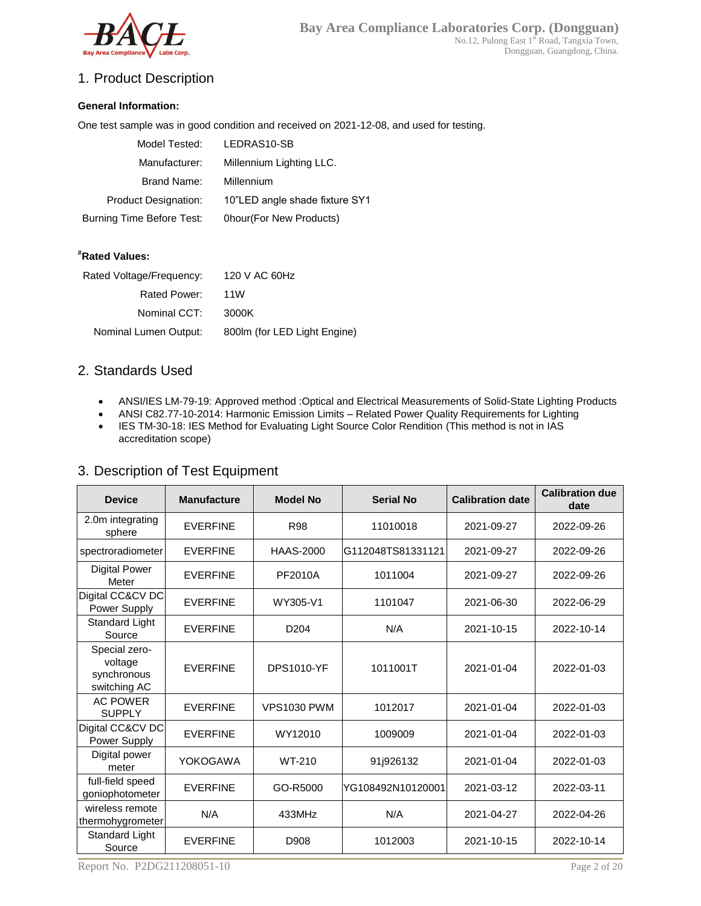## 1. Product Description

**General Information:**

One test sample was in good condition and received on 2021-12-08, and used for testing.

| | |
|---|---|
| Model Tested: | LEDRAS10-SB |
| Manufacturer: | Millennium Lighting LLC. |
| Brand Name: | Millennium |
| Product Designation: | 10"LED angle shade fixture SY1 |
| Burning Time Before Test: | 0hour(For New Products) |

**#Rated Values:**

| | |
|---|---|
| Rated Voltage/Frequency: | 120 V AC 60Hz |
| Rated Power: | 11W |
| Nominal CCT: | 3000K |
| Nominal Lumen Output: | 800lm (for LED Light Engine) |

## 2. Standards Used

- ANSI/IES LM-79-19: Approved method :Optical and Electrical Measurements of Solid-State Lighting Products
- ANSI C82.77-10-2014: Harmonic Emission Limits – Related Power Quality Requirements for Lighting
- IES TM-30-18: IES Method for Evaluating Light Source Color Rendition (This method is not in IAS accreditation scope)

## 3. Description of Test Equipment

| Device | Manufacture | Model No | Serial No | Calibration date | Calibration due date |
|---|---|---|---|---|---|
| 2.0m integrating sphere | EVERFINE | R98 | 11010018 | 2021-09-27 | 2022-09-26 |
| spectroradiometer | EVERFINE | HAAS-2000 | G112048TS81331121 | 2021-09-27 | 2022-09-26 |
| Digital Power Meter | EVERFINE | PF2010A | 1011004 | 2021-09-27 | 2022-09-26 |
| Digital CC&CV DC Power Supply | EVERFINE | WY305-V1 | 1101047 | 2021-06-30 | 2022-06-29 |
| Standard Light Source | EVERFINE | D204 | N/A | 2021-10-15 | 2022-10-14 |
| Special zero-voltage synchronous switching AC | EVERFINE | DPS1010-YF | 1011001T | 2021-01-04 | 2022-01-03 |
| AC POWER SUPPLY | EVERFINE | VPS1030 PWM | 1012017 | 2021-01-04 | 2022-01-03 |
| Digital CC&CV DC Power Supply | EVERFINE | WY12010 | 1009009 | 2021-01-04 | 2022-01-03 |
| Digital power meter | YOKOGAWA | WT-210 | 91j926132 | 2021-01-04 | 2022-01-03 |
| full-field speed goniophotometer | EVERFINE | GO-R5000 | YG108492N10120001 | 2021-03-12 | 2022-03-11 |
| wireless remote thermohygrometer | N/A | 433MHz | N/A | 2021-04-27 | 2022-04-26 |
| Standard Light Source | EVERFINE | D908 | 1012003 | 2021-10-15 | 2022-10-14 |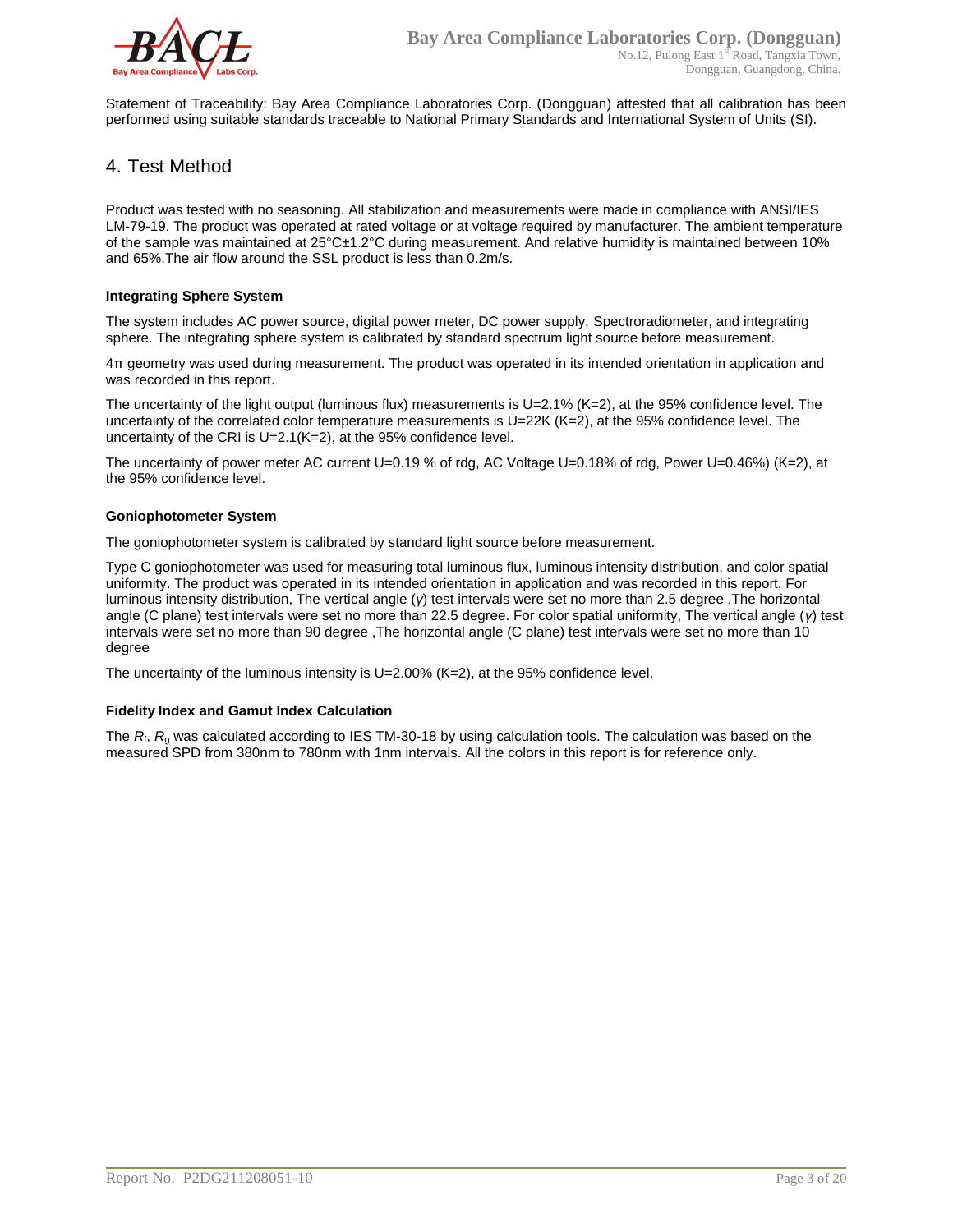Statement of Traceability: Bay Area Compliance Laboratories Corp. (Dongguan) attested that all calibration has been performed using suitable standards traceable to National Primary Standards and International System of Units (SI).

## 4. Test Method

Product was tested with no seasoning. All stabilization and measurements were made in compliance with ANSI/IES LM-79-19. The product was operated at rated voltage or at voltage required by manufacturer. The ambient temperature of the sample was maintained at 25°C±1.2°C during measurement. And relative humidity is maintained between 10% and 65%.The air flow around the SSL product is less than 0.2m/s.

**Integrating Sphere System**

The system includes AC power source, digital power meter, DC power supply, Spectroradiometer, and integrating sphere. The integrating sphere system is calibrated by standard spectrum light source before measurement.

4π geometry was used during measurement. The product was operated in its intended orientation in application and was recorded in this report.

The uncertainty of the light output (luminous flux) measurements is U=2.1% (K=2), at the 95% confidence level. The uncertainty of the correlated color temperature measurements is U=22K (K=2), at the 95% confidence level. The uncertainty of the CRI is U=2.1(K=2), at the 95% confidence level.

The uncertainty of power meter AC current U=0.19 % of rdg, AC Voltage U=0.18% of rdg, Power U=0.46%) (K=2), at the 95% confidence level.

**Goniophotometer System**

The goniophotometer system is calibrated by standard light source before measurement.

Type C goniophotometer was used for measuring total luminous flux, luminous intensity distribution, and color spatial uniformity. The product was operated in its intended orientation in application and was recorded in this report. For luminous intensity distribution, The vertical angle ($\gamma$) test intervals were set no more than 2.5 degree ,The horizontal angle (C plane) test intervals were set no more than 22.5 degree. For color spatial uniformity, The vertical angle ($\gamma$) test intervals were set no more than 90 degree ,The horizontal angle (C plane) test intervals were set no more than 10 degree

The uncertainty of the luminous intensity is U=2.00% (K=2), at the 95% confidence level.

**Fidelity Index and Gamut Index Calculation**

The $R_f$, $R_g$ was calculated according to IES TM-30-18 by using calculation tools. The calculation was based on the measured SPD from 380nm to 780nm with 1nm intervals. All the colors in this report is for reference only.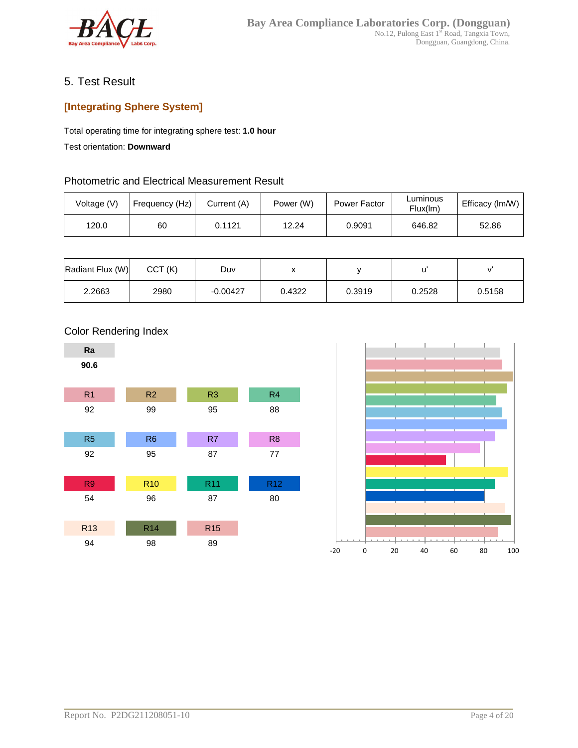## 5. Test Result

### [Integrating Sphere System]

Total operating time for integrating sphere test: **1.0 hour**

Test orientation: **Downward**

#### Photometric and Electrical Measurement Result

| Voltage (V) | Frequency (Hz) | Current (A) | Power (W) | Power Factor | Luminous Flux(lm) | Efficacy (lm/W) |
|---|---|---|---|---|---|---|
| 120.0 | 60 | 0.1121 | 12.24 | 0.9091 | 646.82 | 52.86 |

| Radiant Flux (W) | CCT (K) | Duv | x | y | u' | v' |
|---|---|---|---|---|---|---|
| 2.2663 | 2980 | -0.00427 | 0.4322 | 0.3919 | 0.2528 | 0.5158 |

#### Color Rendering Index

| Ra |
|---|
| **90.6** |

| R1 | R2 | R3 | R4 |
|---|---|---|---|
| 92 | 99 | 95 | 88 |

| R5 | R6 | R7 | R8 |
|---|---|---|---|
| 92 | 95 | 87 | 77 |

| R9 | R10 | R11 | R12 |
|---|---|---|---|
| 54 | 96 | 87 | 80 |

| R13 | R14 | R15 |
|---|---|---|
| 94 | 98 | 89 |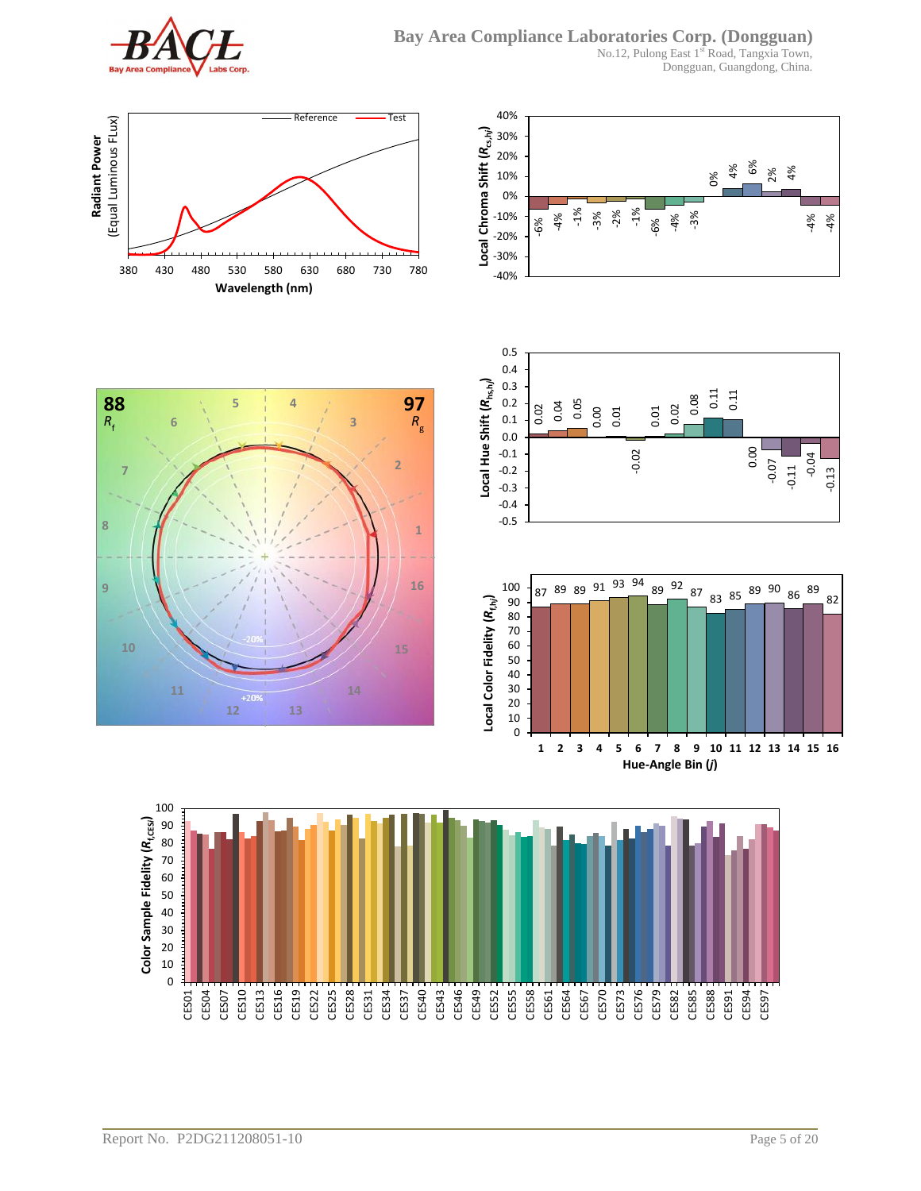**Spectral power distribution** (Radiant Power, Equal Luminous Flux, vs. Wavelength (nm), 380–780 nm; Reference and Test)

**Color vector graphic**

- $R_f$ = 88
- $R_g$ = 97

**Local Chroma Shift ($R_{cs,hj}$), Local Hue Shift ($R_{hs,hj}$) and Local Color Fidelity ($R_{f,hj}$) by Hue-Angle Bin ($j$)**

| Hue-Angle Bin ($j$) | 1 | 2 | 3 | 4 | 5 | 6 | 7 | 8 | 9 | 10 | 11 | 12 | 13 | 14 | 15 | 16 |
|---|---|---|---|---|---|---|---|---|---|---|---|---|---|---|---|---|
| Local Chroma Shift ($R_{cs,hj}$) | -6% | -4% | -1% | -3% | -2% | -1% | -6% | -4% | -3% | 0% | 4% | 6% | 2% | 4% | -4% | -4% |
| Local Hue Shift ($R_{hs,hj}$) | 0.02 | 0.04 | 0.05 | 0.00 | 0.01 | -0.02 | 0.01 | 0.02 | 0.08 | 0.11 | 0.11 | 0.00 | -0.07 | -0.11 | -0.04 | -0.13 |
| Local Color Fidelity ($R_{f,hj}$) | 87 | 89 | 89 | 91 | 93 | 94 | 89 | 92 | 87 | 83 | 85 | 89 | 90 | 86 | 89 | 82 |

**Color Sample Fidelity ($R_{f,CESi}$)** (CES01 – CES99)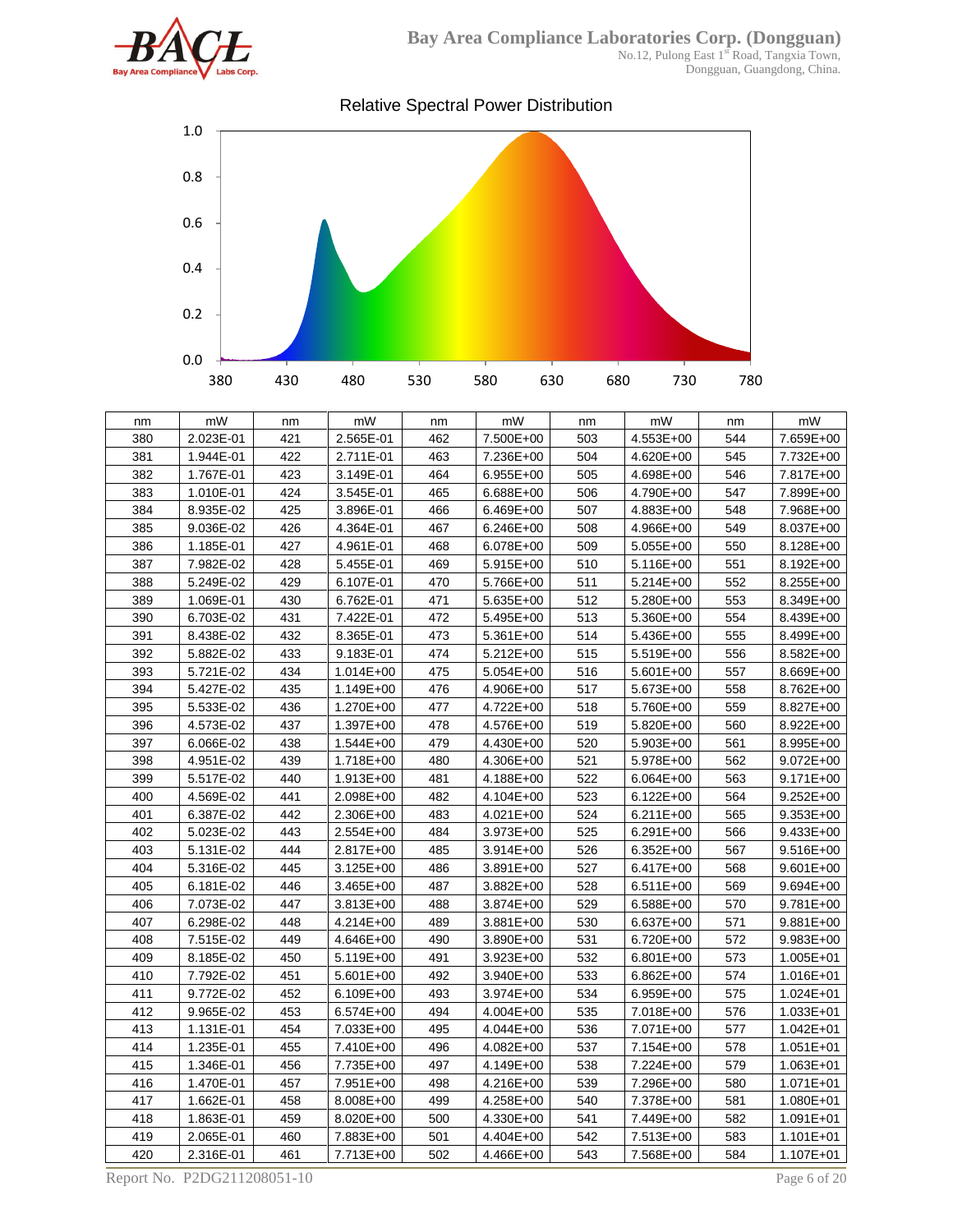## Relative Spectral Power Distribution

| nm | mW | nm | mW | nm | mW | nm | mW | nm | mW |
|---|---|---|---|---|---|---|---|---|---|
| 380 | 2.023E-01 | 421 | 2.565E-01 | 462 | 7.500E+00 | 503 | 4.553E+00 | 544 | 7.659E+00 |
| 381 | 1.944E-01 | 422 | 2.711E-01 | 463 | 7.236E+00 | 504 | 4.620E+00 | 545 | 7.732E+00 |
| 382 | 1.767E-01 | 423 | 3.149E-01 | 464 | 6.955E+00 | 505 | 4.698E+00 | 546 | 7.817E+00 |
| 383 | 1.010E-01 | 424 | 3.545E-01 | 465 | 6.688E+00 | 506 | 4.790E+00 | 547 | 7.899E+00 |
| 384 | 8.935E-02 | 425 | 3.896E-01 | 466 | 6.469E+00 | 507 | 4.883E+00 | 548 | 7.968E+00 |
| 385 | 9.036E-02 | 426 | 4.364E-01 | 467 | 6.246E+00 | 508 | 4.966E+00 | 549 | 8.037E+00 |
| 386 | 1.185E-01 | 427 | 4.961E-01 | 468 | 6.078E+00 | 509 | 5.055E+00 | 550 | 8.128E+00 |
| 387 | 7.982E-02 | 428 | 5.455E-01 | 469 | 5.915E+00 | 510 | 5.116E+00 | 551 | 8.192E+00 |
| 388 | 5.249E-02 | 429 | 6.107E-01 | 470 | 5.766E+00 | 511 | 5.214E+00 | 552 | 8.255E+00 |
| 389 | 1.069E-01 | 430 | 6.762E-01 | 471 | 5.635E+00 | 512 | 5.280E+00 | 553 | 8.349E+00 |
| 390 | 6.703E-02 | 431 | 7.422E-01 | 472 | 5.495E+00 | 513 | 5.360E+00 | 554 | 8.439E+00 |
| 391 | 8.438E-02 | 432 | 8.365E-01 | 473 | 5.361E+00 | 514 | 5.436E+00 | 555 | 8.499E+00 |
| 392 | 5.882E-02 | 433 | 9.183E-01 | 474 | 5.212E+00 | 515 | 5.519E+00 | 556 | 8.582E+00 |
| 393 | 5.721E-02 | 434 | 1.014E+00 | 475 | 5.054E+00 | 516 | 5.601E+00 | 557 | 8.669E+00 |
| 394 | 5.427E-02 | 435 | 1.149E+00 | 476 | 4.906E+00 | 517 | 5.673E+00 | 558 | 8.762E+00 |
| 395 | 5.533E-02 | 436 | 1.270E+00 | 477 | 4.722E+00 | 518 | 5.760E+00 | 559 | 8.827E+00 |
| 396 | 4.573E-02 | 437 | 1.397E+00 | 478 | 4.576E+00 | 519 | 5.820E+00 | 560 | 8.922E+00 |
| 397 | 6.066E-02 | 438 | 1.544E+00 | 479 | 4.430E+00 | 520 | 5.903E+00 | 561 | 8.995E+00 |
| 398 | 4.951E-02 | 439 | 1.718E+00 | 480 | 4.306E+00 | 521 | 5.978E+00 | 562 | 9.072E+00 |
| 399 | 5.517E-02 | 440 | 1.913E+00 | 481 | 4.188E+00 | 522 | 6.064E+00 | 563 | 9.171E+00 |
| 400 | 4.569E-02 | 441 | 2.098E+00 | 482 | 4.104E+00 | 523 | 6.122E+00 | 564 | 9.252E+00 |
| 401 | 6.387E-02 | 442 | 2.306E+00 | 483 | 4.021E+00 | 524 | 6.211E+00 | 565 | 9.353E+00 |
| 402 | 5.023E-02 | 443 | 2.554E+00 | 484 | 3.973E+00 | 525 | 6.291E+00 | 566 | 9.433E+00 |
| 403 | 5.131E-02 | 444 | 2.817E+00 | 485 | 3.914E+00 | 526 | 6.352E+00 | 567 | 9.516E+00 |
| 404 | 5.316E-02 | 445 | 3.125E+00 | 486 | 3.891E+00 | 527 | 6.417E+00 | 568 | 9.601E+00 |
| 405 | 6.181E-02 | 446 | 3.465E+00 | 487 | 3.882E+00 | 528 | 6.511E+00 | 569 | 9.694E+00 |
| 406 | 7.073E-02 | 447 | 3.813E+00 | 488 | 3.874E+00 | 529 | 6.588E+00 | 570 | 9.781E+00 |
| 407 | 6.298E-02 | 448 | 4.214E+00 | 489 | 3.881E+00 | 530 | 6.637E+00 | 571 | 9.881E+00 |
| 408 | 7.515E-02 | 449 | 4.646E+00 | 490 | 3.890E+00 | 531 | 6.720E+00 | 572 | 9.983E+00 |
| 409 | 8.185E-02 | 450 | 5.119E+00 | 491 | 3.923E+00 | 532 | 6.801E+00 | 573 | 1.005E+01 |
| 410 | 7.792E-02 | 451 | 5.601E+00 | 492 | 3.940E+00 | 533 | 6.862E+00 | 574 | 1.016E+01 |
| 411 | 9.772E-02 | 452 | 6.109E+00 | 493 | 3.974E+00 | 534 | 6.959E+00 | 575 | 1.024E+01 |
| 412 | 9.965E-02 | 453 | 6.574E+00 | 494 | 4.004E+00 | 535 | 7.018E+00 | 576 | 1.033E+01 |
| 413 | 1.131E-01 | 454 | 7.033E+00 | 495 | 4.044E+00 | 536 | 7.071E+00 | 577 | 1.042E+01 |
| 414 | 1.235E-01 | 455 | 7.410E+00 | 496 | 4.082E+00 | 537 | 7.154E+00 | 578 | 1.051E+01 |
| 415 | 1.346E-01 | 456 | 7.735E+00 | 497 | 4.149E+00 | 538 | 7.224E+00 | 579 | 1.063E+01 |
| 416 | 1.470E-01 | 457 | 7.951E+00 | 498 | 4.216E+00 | 539 | 7.296E+00 | 580 | 1.071E+01 |
| 417 | 1.662E-01 | 458 | 8.008E+00 | 499 | 4.258E+00 | 540 | 7.378E+00 | 581 | 1.080E+01 |
| 418 | 1.863E-01 | 459 | 8.020E+00 | 500 | 4.330E+00 | 541 | 7.449E+00 | 582 | 1.091E+01 |
| 419 | 2.065E-01 | 460 | 7.883E+00 | 501 | 4.404E+00 | 542 | 7.513E+00 | 583 | 1.101E+01 |
| 420 | 2.316E-01 | 461 | 7.713E+00 | 502 | 4.466E+00 | 543 | 7.568E+00 | 584 | 1.107E+01 |

Report No. P2DG211208051-10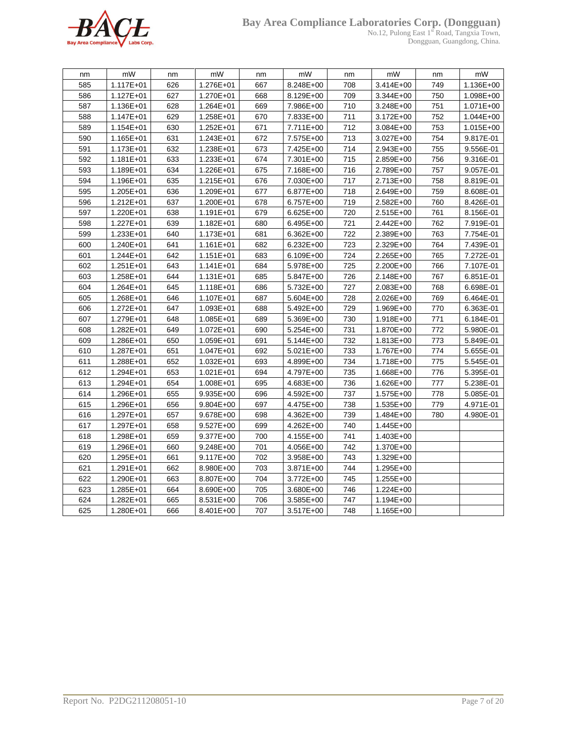| nm | mW | nm | mW | nm | mW | nm | mW | nm | mW |
|---|---|---|---|---|---|---|---|---|---|
| 585 | 1.117E+01 | 626 | 1.276E+01 | 667 | 8.248E+00 | 708 | 3.414E+00 | 749 | 1.136E+00 |
| 586 | 1.127E+01 | 627 | 1.270E+01 | 668 | 8.129E+00 | 709 | 3.344E+00 | 750 | 1.098E+00 |
| 587 | 1.136E+01 | 628 | 1.264E+01 | 669 | 7.986E+00 | 710 | 3.248E+00 | 751 | 1.071E+00 |
| 588 | 1.147E+01 | 629 | 1.258E+01 | 670 | 7.833E+00 | 711 | 3.172E+00 | 752 | 1.044E+00 |
| 589 | 1.154E+01 | 630 | 1.252E+01 | 671 | 7.711E+00 | 712 | 3.084E+00 | 753 | 1.015E+00 |
| 590 | 1.165E+01 | 631 | 1.243E+01 | 672 | 7.575E+00 | 713 | 3.027E+00 | 754 | 9.817E-01 |
| 591 | 1.173E+01 | 632 | 1.238E+01 | 673 | 7.425E+00 | 714 | 2.943E+00 | 755 | 9.556E-01 |
| 592 | 1.181E+01 | 633 | 1.233E+01 | 674 | 7.301E+00 | 715 | 2.859E+00 | 756 | 9.316E-01 |
| 593 | 1.189E+01 | 634 | 1.226E+01 | 675 | 7.168E+00 | 716 | 2.789E+00 | 757 | 9.057E-01 |
| 594 | 1.196E+01 | 635 | 1.215E+01 | 676 | 7.030E+00 | 717 | 2.713E+00 | 758 | 8.819E-01 |
| 595 | 1.205E+01 | 636 | 1.209E+01 | 677 | 6.877E+00 | 718 | 2.649E+00 | 759 | 8.608E-01 |
| 596 | 1.212E+01 | 637 | 1.200E+01 | 678 | 6.757E+00 | 719 | 2.582E+00 | 760 | 8.426E-01 |
| 597 | 1.220E+01 | 638 | 1.191E+01 | 679 | 6.625E+00 | 720 | 2.515E+00 | 761 | 8.156E-01 |
| 598 | 1.227E+01 | 639 | 1.182E+01 | 680 | 6.495E+00 | 721 | 2.442E+00 | 762 | 7.919E-01 |
| 599 | 1.233E+01 | 640 | 1.173E+01 | 681 | 6.362E+00 | 722 | 2.389E+00 | 763 | 7.754E-01 |
| 600 | 1.240E+01 | 641 | 1.161E+01 | 682 | 6.232E+00 | 723 | 2.329E+00 | 764 | 7.439E-01 |
| 601 | 1.244E+01 | 642 | 1.151E+01 | 683 | 6.109E+00 | 724 | 2.265E+00 | 765 | 7.272E-01 |
| 602 | 1.251E+01 | 643 | 1.141E+01 | 684 | 5.978E+00 | 725 | 2.200E+00 | 766 | 7.107E-01 |
| 603 | 1.258E+01 | 644 | 1.131E+01 | 685 | 5.847E+00 | 726 | 2.148E+00 | 767 | 6.851E-01 |
| 604 | 1.264E+01 | 645 | 1.118E+01 | 686 | 5.732E+00 | 727 | 2.083E+00 | 768 | 6.698E-01 |
| 605 | 1.268E+01 | 646 | 1.107E+01 | 687 | 5.604E+00 | 728 | 2.026E+00 | 769 | 6.464E-01 |
| 606 | 1.272E+01 | 647 | 1.093E+01 | 688 | 5.492E+00 | 729 | 1.969E+00 | 770 | 6.363E-01 |
| 607 | 1.279E+01 | 648 | 1.085E+01 | 689 | 5.369E+00 | 730 | 1.918E+00 | 771 | 6.184E-01 |
| 608 | 1.282E+01 | 649 | 1.072E+01 | 690 | 5.254E+00 | 731 | 1.870E+00 | 772 | 5.980E-01 |
| 609 | 1.286E+01 | 650 | 1.059E+01 | 691 | 5.144E+00 | 732 | 1.813E+00 | 773 | 5.849E-01 |
| 610 | 1.287E+01 | 651 | 1.047E+01 | 692 | 5.021E+00 | 733 | 1.767E+00 | 774 | 5.655E-01 |
| 611 | 1.288E+01 | 652 | 1.032E+01 | 693 | 4.899E+00 | 734 | 1.718E+00 | 775 | 5.545E-01 |
| 612 | 1.294E+01 | 653 | 1.021E+01 | 694 | 4.797E+00 | 735 | 1.668E+00 | 776 | 5.395E-01 |
| 613 | 1.294E+01 | 654 | 1.008E+01 | 695 | 4.683E+00 | 736 | 1.626E+00 | 777 | 5.238E-01 |
| 614 | 1.296E+01 | 655 | 9.935E+00 | 696 | 4.592E+00 | 737 | 1.575E+00 | 778 | 5.085E-01 |
| 615 | 1.296E+01 | 656 | 9.804E+00 | 697 | 4.475E+00 | 738 | 1.535E+00 | 779 | 4.971E-01 |
| 616 | 1.297E+01 | 657 | 9.678E+00 | 698 | 4.362E+00 | 739 | 1.484E+00 | 780 | 4.980E-01 |
| 617 | 1.297E+01 | 658 | 9.527E+00 | 699 | 4.262E+00 | 740 | 1.445E+00 | | |
| 618 | 1.298E+01 | 659 | 9.377E+00 | 700 | 4.155E+00 | 741 | 1.403E+00 | | |
| 619 | 1.296E+01 | 660 | 9.248E+00 | 701 | 4.056E+00 | 742 | 1.370E+00 | | |
| 620 | 1.295E+01 | 661 | 9.117E+00 | 702 | 3.958E+00 | 743 | 1.329E+00 | | |
| 621 | 1.291E+01 | 662 | 8.980E+00 | 703 | 3.871E+00 | 744 | 1.295E+00 | | |
| 622 | 1.290E+01 | 663 | 8.807E+00 | 704 | 3.772E+00 | 745 | 1.255E+00 | | |
| 623 | 1.285E+01 | 664 | 8.690E+00 | 705 | 3.680E+00 | 746 | 1.224E+00 | | |
| 624 | 1.282E+01 | 665 | 8.531E+00 | 706 | 3.585E+00 | 747 | 1.194E+00 | | |
| 625 | 1.280E+01 | 666 | 8.401E+00 | 707 | 3.517E+00 | 748 | 1.165E+00 | | |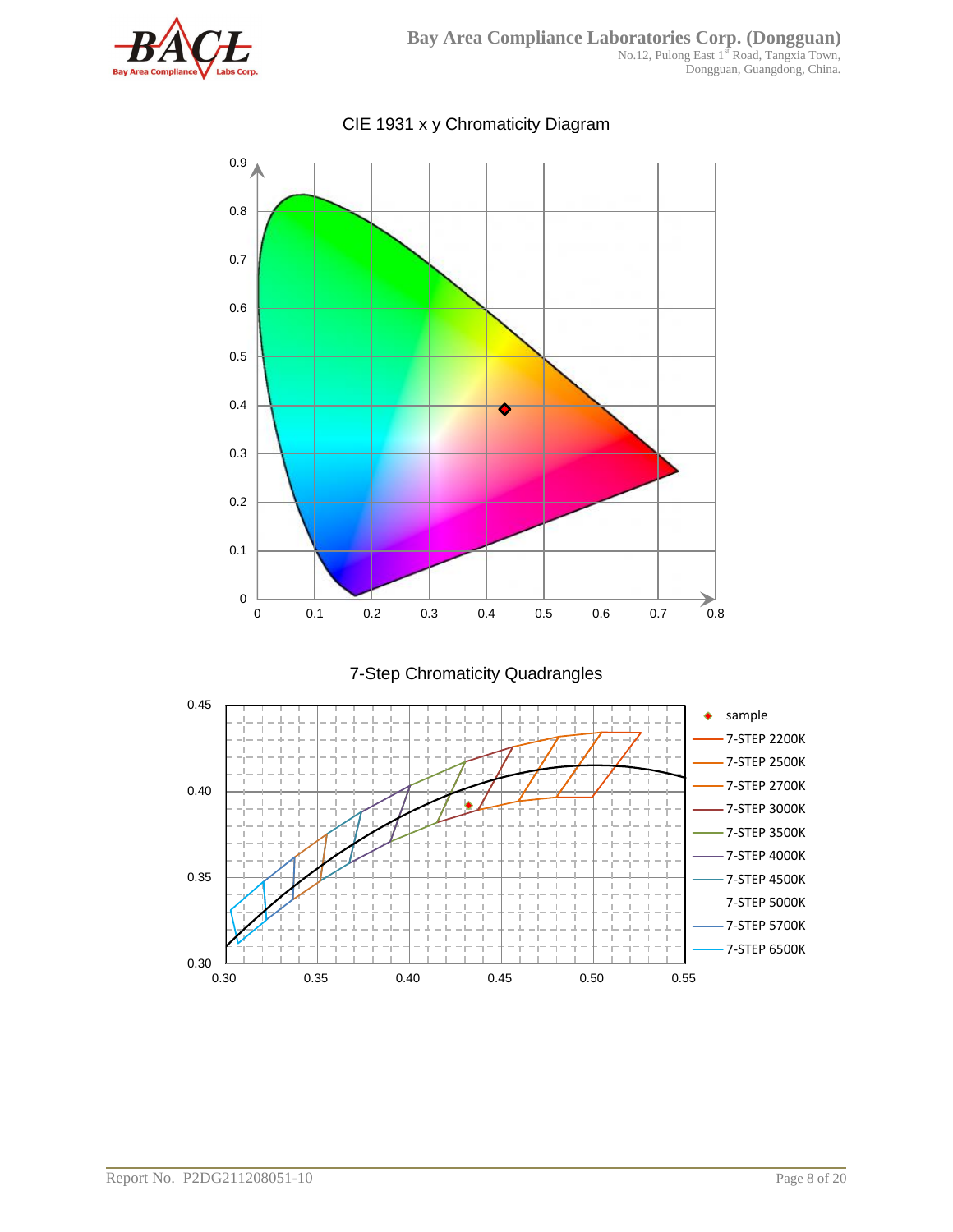CIE 1931 x y Chromaticity Diagram

7-Step Chromaticity Quadrangles

- sample
- 7-STEP 2200K
- 7-STEP 2500K
- 7-STEP 2700K
- 7-STEP 3000K
- 7-STEP 3500K
- 7-STEP 4000K
- 7-STEP 4500K
- 7-STEP 5000K
- 7-STEP 5700K
- 7-STEP 6500K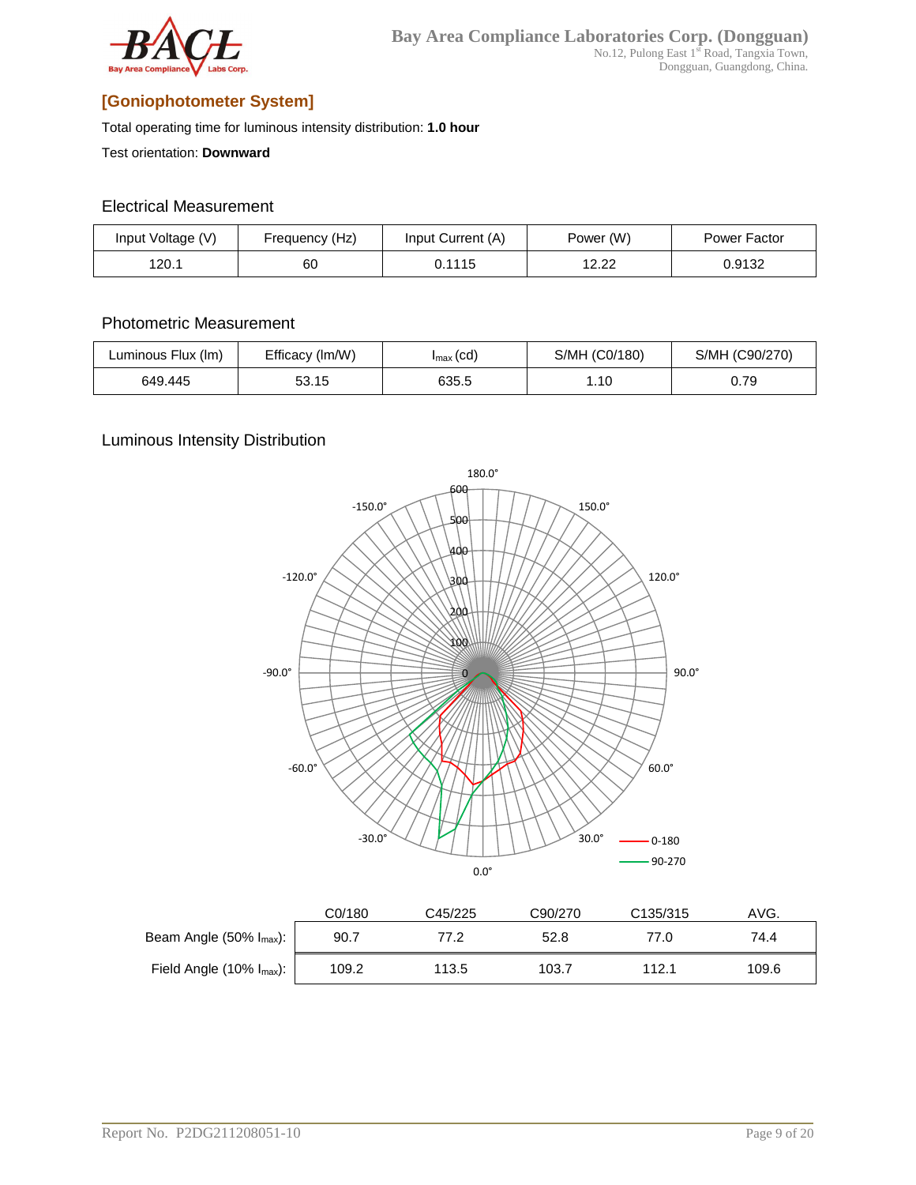## [Goniophotometer System]

Total operating time for luminous intensity distribution: **1.0 hour**

Test orientation: **Downward**

### Electrical Measurement

| Input Voltage (V) | Frequency (Hz) | Input Current (A) | Power (W) | Power Factor |
|---|---|---|---|---|
| 120.1 | 60 | 0.1115 | 12.22 | 0.9132 |

### Photometric Measurement

| Luminous Flux (lm) | Efficacy (lm/W) | $I_{max}$ (cd) | S/MH (C0/180) | S/MH (C90/270) |
|---|---|---|---|---|
| 649.445 | 53.15 | 635.5 | 1.10 | 0.79 |

### Luminous Intensity Distribution

| | C0/180 | C45/225 | C90/270 | C135/315 | AVG. |
|---|---|---|---|---|---|
| Beam Angle (50% $I_{max}$): | 90.7 | 77.2 | 52.8 | 77.0 | 74.4 |
| Field Angle (10% $I_{max}$): | 109.2 | 113.5 | 103.7 | 112.1 | 109.6 |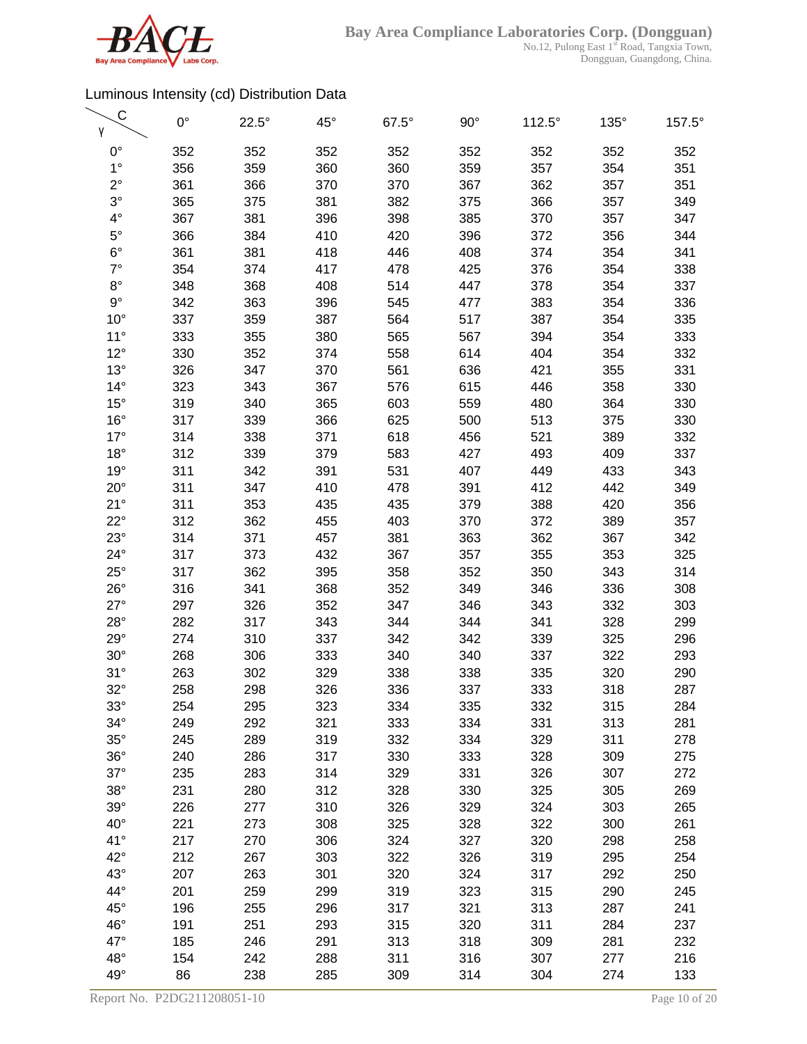Luminous Intensity (cd) Distribution Data

| γ \ C | 0° | 22.5° | 45° | 67.5° | 90° | 112.5° | 135° | 157.5° |
|---|---|---|---|---|---|---|---|---|
| 0° | 352 | 352 | 352 | 352 | 352 | 352 | 352 | 352 |
| 1° | 356 | 359 | 360 | 360 | 359 | 357 | 354 | 351 |
| 2° | 361 | 366 | 370 | 370 | 367 | 362 | 357 | 351 |
| 3° | 365 | 375 | 381 | 382 | 375 | 366 | 357 | 349 |
| 4° | 367 | 381 | 396 | 398 | 385 | 370 | 357 | 347 |
| 5° | 366 | 384 | 410 | 420 | 396 | 372 | 356 | 344 |
| 6° | 361 | 381 | 418 | 446 | 408 | 374 | 354 | 341 |
| 7° | 354 | 374 | 417 | 478 | 425 | 376 | 354 | 338 |
| 8° | 348 | 368 | 408 | 514 | 447 | 378 | 354 | 337 |
| 9° | 342 | 363 | 396 | 545 | 477 | 383 | 354 | 336 |
| 10° | 337 | 359 | 387 | 564 | 517 | 387 | 354 | 335 |
| 11° | 333 | 355 | 380 | 565 | 567 | 394 | 354 | 333 |
| 12° | 330 | 352 | 374 | 558 | 614 | 404 | 354 | 332 |
| 13° | 326 | 347 | 370 | 561 | 636 | 421 | 355 | 331 |
| 14° | 323 | 343 | 367 | 576 | 615 | 446 | 358 | 330 |
| 15° | 319 | 340 | 365 | 603 | 559 | 480 | 364 | 330 |
| 16° | 317 | 339 | 366 | 625 | 500 | 513 | 375 | 330 |
| 17° | 314 | 338 | 371 | 618 | 456 | 521 | 389 | 332 |
| 18° | 312 | 339 | 379 | 583 | 427 | 493 | 409 | 337 |
| 19° | 311 | 342 | 391 | 531 | 407 | 449 | 433 | 343 |
| 20° | 311 | 347 | 410 | 478 | 391 | 412 | 442 | 349 |
| 21° | 311 | 353 | 435 | 435 | 379 | 388 | 420 | 356 |
| 22° | 312 | 362 | 455 | 403 | 370 | 372 | 389 | 357 |
| 23° | 314 | 371 | 457 | 381 | 363 | 362 | 367 | 342 |
| 24° | 317 | 373 | 432 | 367 | 357 | 355 | 353 | 325 |
| 25° | 317 | 362 | 395 | 358 | 352 | 350 | 343 | 314 |
| 26° | 316 | 341 | 368 | 352 | 349 | 346 | 336 | 308 |
| 27° | 297 | 326 | 352 | 347 | 346 | 343 | 332 | 303 |
| 28° | 282 | 317 | 343 | 344 | 344 | 341 | 328 | 299 |
| 29° | 274 | 310 | 337 | 342 | 342 | 339 | 325 | 296 |
| 30° | 268 | 306 | 333 | 340 | 340 | 337 | 322 | 293 |
| 31° | 263 | 302 | 329 | 338 | 338 | 335 | 320 | 290 |
| 32° | 258 | 298 | 326 | 336 | 337 | 333 | 318 | 287 |
| 33° | 254 | 295 | 323 | 334 | 335 | 332 | 315 | 284 |
| 34° | 249 | 292 | 321 | 333 | 334 | 331 | 313 | 281 |
| 35° | 245 | 289 | 319 | 332 | 334 | 329 | 311 | 278 |
| 36° | 240 | 286 | 317 | 330 | 333 | 328 | 309 | 275 |
| 37° | 235 | 283 | 314 | 329 | 331 | 326 | 307 | 272 |
| 38° | 231 | 280 | 312 | 328 | 330 | 325 | 305 | 269 |
| 39° | 226 | 277 | 310 | 326 | 329 | 324 | 303 | 265 |
| 40° | 221 | 273 | 308 | 325 | 328 | 322 | 300 | 261 |
| 41° | 217 | 270 | 306 | 324 | 327 | 320 | 298 | 258 |
| 42° | 212 | 267 | 303 | 322 | 326 | 319 | 295 | 254 |
| 43° | 207 | 263 | 301 | 320 | 324 | 317 | 292 | 250 |
| 44° | 201 | 259 | 299 | 319 | 323 | 315 | 290 | 245 |
| 45° | 196 | 255 | 296 | 317 | 321 | 313 | 287 | 241 |
| 46° | 191 | 251 | 293 | 315 | 320 | 311 | 284 | 237 |
| 47° | 185 | 246 | 291 | 313 | 318 | 309 | 281 | 232 |
| 48° | 154 | 242 | 288 | 311 | 316 | 307 | 277 | 216 |
| 49° | 86 | 238 | 285 | 309 | 314 | 304 | 274 | 133 |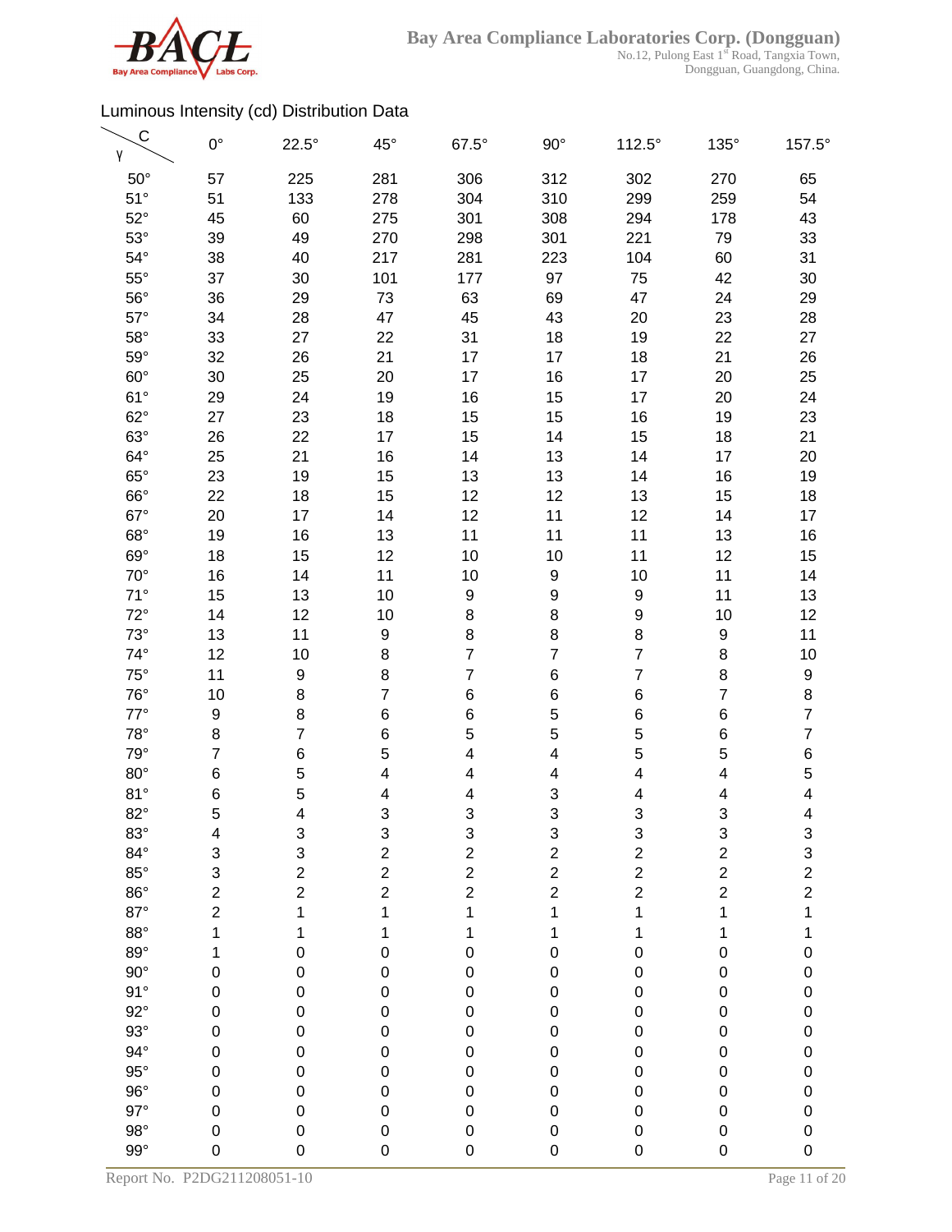Luminous Intensity (cd) Distribution Data

| γ \ C | 0° | 22.5° | 45° | 67.5° | 90° | 112.5° | 135° | 157.5° |
|---|---|---|---|---|---|---|---|---|
| 50° | 57 | 225 | 281 | 306 | 312 | 302 | 270 | 65 |
| 51° | 51 | 133 | 278 | 304 | 310 | 299 | 259 | 54 |
| 52° | 45 | 60 | 275 | 301 | 308 | 294 | 178 | 43 |
| 53° | 39 | 49 | 270 | 298 | 301 | 221 | 79 | 33 |
| 54° | 38 | 40 | 217 | 281 | 223 | 104 | 60 | 31 |
| 55° | 37 | 30 | 101 | 177 | 97 | 75 | 42 | 30 |
| 56° | 36 | 29 | 73 | 63 | 69 | 47 | 24 | 29 |
| 57° | 34 | 28 | 47 | 45 | 43 | 20 | 23 | 28 |
| 58° | 33 | 27 | 22 | 31 | 18 | 19 | 22 | 27 |
| 59° | 32 | 26 | 21 | 17 | 17 | 18 | 21 | 26 |
| 60° | 30 | 25 | 20 | 17 | 16 | 17 | 20 | 25 |
| 61° | 29 | 24 | 19 | 16 | 15 | 17 | 20 | 24 |
| 62° | 27 | 23 | 18 | 15 | 15 | 16 | 19 | 23 |
| 63° | 26 | 22 | 17 | 15 | 14 | 15 | 18 | 21 |
| 64° | 25 | 21 | 16 | 14 | 13 | 14 | 17 | 20 |
| 65° | 23 | 19 | 15 | 13 | 13 | 14 | 16 | 19 |
| 66° | 22 | 18 | 15 | 12 | 12 | 13 | 15 | 18 |
| 67° | 20 | 17 | 14 | 12 | 11 | 12 | 14 | 17 |
| 68° | 19 | 16 | 13 | 11 | 11 | 11 | 13 | 16 |
| 69° | 18 | 15 | 12 | 10 | 10 | 11 | 12 | 15 |
| 70° | 16 | 14 | 11 | 10 | 9 | 10 | 11 | 14 |
| 71° | 15 | 13 | 10 | 9 | 9 | 9 | 11 | 13 |
| 72° | 14 | 12 | 10 | 8 | 8 | 9 | 10 | 12 |
| 73° | 13 | 11 | 9 | 8 | 8 | 8 | 9 | 11 |
| 74° | 12 | 10 | 8 | 7 | 7 | 7 | 8 | 10 |
| 75° | 11 | 9 | 8 | 7 | 6 | 7 | 8 | 9 |
| 76° | 10 | 8 | 7 | 6 | 6 | 6 | 7 | 8 |
| 77° | 9 | 8 | 6 | 6 | 5 | 6 | 6 | 7 |
| 78° | 8 | 7 | 6 | 5 | 5 | 5 | 6 | 7 |
| 79° | 7 | 6 | 5 | 4 | 4 | 5 | 5 | 6 |
| 80° | 6 | 5 | 4 | 4 | 4 | 4 | 4 | 5 |
| 81° | 6 | 5 | 4 | 4 | 3 | 4 | 4 | 4 |
| 82° | 5 | 4 | 3 | 3 | 3 | 3 | 3 | 4 |
| 83° | 4 | 3 | 3 | 3 | 3 | 3 | 3 | 3 |
| 84° | 3 | 3 | 2 | 2 | 2 | 2 | 2 | 3 |
| 85° | 3 | 2 | 2 | 2 | 2 | 2 | 2 | 2 |
| 86° | 2 | 2 | 2 | 2 | 2 | 2 | 2 | 2 |
| 87° | 2 | 1 | 1 | 1 | 1 | 1 | 1 | 1 |
| 88° | 1 | 1 | 1 | 1 | 1 | 1 | 1 | 1 |
| 89° | 1 | 0 | 0 | 0 | 0 | 0 | 0 | 0 |
| 90° | 0 | 0 | 0 | 0 | 0 | 0 | 0 | 0 |
| 91° | 0 | 0 | 0 | 0 | 0 | 0 | 0 | 0 |
| 92° | 0 | 0 | 0 | 0 | 0 | 0 | 0 | 0 |
| 93° | 0 | 0 | 0 | 0 | 0 | 0 | 0 | 0 |
| 94° | 0 | 0 | 0 | 0 | 0 | 0 | 0 | 0 |
| 95° | 0 | 0 | 0 | 0 | 0 | 0 | 0 | 0 |
| 96° | 0 | 0 | 0 | 0 | 0 | 0 | 0 | 0 |
| 97° | 0 | 0 | 0 | 0 | 0 | 0 | 0 | 0 |
| 98° | 0 | 0 | 0 | 0 | 0 | 0 | 0 | 0 |
| 99° | 0 | 0 | 0 | 0 | 0 | 0 | 0 | 0 |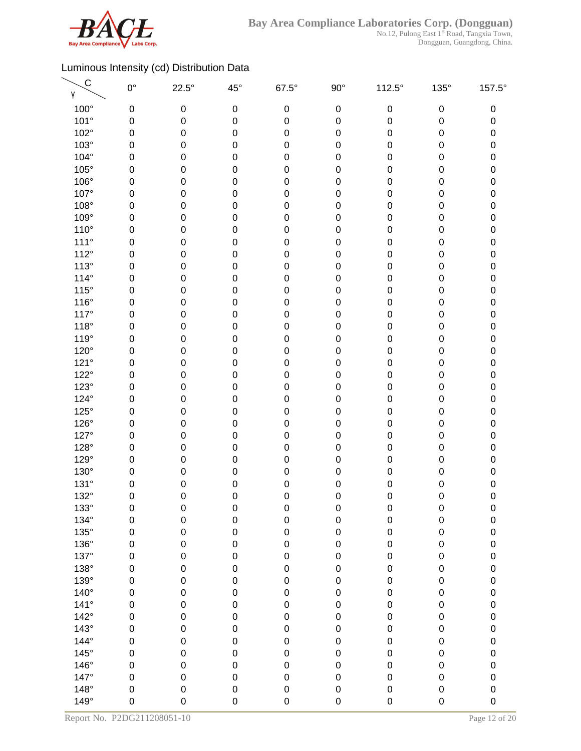Luminous Intensity (cd) Distribution Data

| γ \ C | 0° | 22.5° | 45° | 67.5° | 90° | 112.5° | 135° | 157.5° |
|---|---|---|---|---|---|---|---|---|
| 100° | 0 | 0 | 0 | 0 | 0 | 0 | 0 | 0 |
| 101° | 0 | 0 | 0 | 0 | 0 | 0 | 0 | 0 |
| 102° | 0 | 0 | 0 | 0 | 0 | 0 | 0 | 0 |
| 103° | 0 | 0 | 0 | 0 | 0 | 0 | 0 | 0 |
| 104° | 0 | 0 | 0 | 0 | 0 | 0 | 0 | 0 |
| 105° | 0 | 0 | 0 | 0 | 0 | 0 | 0 | 0 |
| 106° | 0 | 0 | 0 | 0 | 0 | 0 | 0 | 0 |
| 107° | 0 | 0 | 0 | 0 | 0 | 0 | 0 | 0 |
| 108° | 0 | 0 | 0 | 0 | 0 | 0 | 0 | 0 |
| 109° | 0 | 0 | 0 | 0 | 0 | 0 | 0 | 0 |
| 110° | 0 | 0 | 0 | 0 | 0 | 0 | 0 | 0 |
| 111° | 0 | 0 | 0 | 0 | 0 | 0 | 0 | 0 |
| 112° | 0 | 0 | 0 | 0 | 0 | 0 | 0 | 0 |
| 113° | 0 | 0 | 0 | 0 | 0 | 0 | 0 | 0 |
| 114° | 0 | 0 | 0 | 0 | 0 | 0 | 0 | 0 |
| 115° | 0 | 0 | 0 | 0 | 0 | 0 | 0 | 0 |
| 116° | 0 | 0 | 0 | 0 | 0 | 0 | 0 | 0 |
| 117° | 0 | 0 | 0 | 0 | 0 | 0 | 0 | 0 |
| 118° | 0 | 0 | 0 | 0 | 0 | 0 | 0 | 0 |
| 119° | 0 | 0 | 0 | 0 | 0 | 0 | 0 | 0 |
| 120° | 0 | 0 | 0 | 0 | 0 | 0 | 0 | 0 |
| 121° | 0 | 0 | 0 | 0 | 0 | 0 | 0 | 0 |
| 122° | 0 | 0 | 0 | 0 | 0 | 0 | 0 | 0 |
| 123° | 0 | 0 | 0 | 0 | 0 | 0 | 0 | 0 |
| 124° | 0 | 0 | 0 | 0 | 0 | 0 | 0 | 0 |
| 125° | 0 | 0 | 0 | 0 | 0 | 0 | 0 | 0 |
| 126° | 0 | 0 | 0 | 0 | 0 | 0 | 0 | 0 |
| 127° | 0 | 0 | 0 | 0 | 0 | 0 | 0 | 0 |
| 128° | 0 | 0 | 0 | 0 | 0 | 0 | 0 | 0 |
| 129° | 0 | 0 | 0 | 0 | 0 | 0 | 0 | 0 |
| 130° | 0 | 0 | 0 | 0 | 0 | 0 | 0 | 0 |
| 131° | 0 | 0 | 0 | 0 | 0 | 0 | 0 | 0 |
| 132° | 0 | 0 | 0 | 0 | 0 | 0 | 0 | 0 |
| 133° | 0 | 0 | 0 | 0 | 0 | 0 | 0 | 0 |
| 134° | 0 | 0 | 0 | 0 | 0 | 0 | 0 | 0 |
| 135° | 0 | 0 | 0 | 0 | 0 | 0 | 0 | 0 |
| 136° | 0 | 0 | 0 | 0 | 0 | 0 | 0 | 0 |
| 137° | 0 | 0 | 0 | 0 | 0 | 0 | 0 | 0 |
| 138° | 0 | 0 | 0 | 0 | 0 | 0 | 0 | 0 |
| 139° | 0 | 0 | 0 | 0 | 0 | 0 | 0 | 0 |
| 140° | 0 | 0 | 0 | 0 | 0 | 0 | 0 | 0 |
| 141° | 0 | 0 | 0 | 0 | 0 | 0 | 0 | 0 |
| 142° | 0 | 0 | 0 | 0 | 0 | 0 | 0 | 0 |
| 143° | 0 | 0 | 0 | 0 | 0 | 0 | 0 | 0 |
| 144° | 0 | 0 | 0 | 0 | 0 | 0 | 0 | 0 |
| 145° | 0 | 0 | 0 | 0 | 0 | 0 | 0 | 0 |
| 146° | 0 | 0 | 0 | 0 | 0 | 0 | 0 | 0 |
| 147° | 0 | 0 | 0 | 0 | 0 | 0 | 0 | 0 |
| 148° | 0 | 0 | 0 | 0 | 0 | 0 | 0 | 0 |
| 149° | 0 | 0 | 0 | 0 | 0 | 0 | 0 | 0 |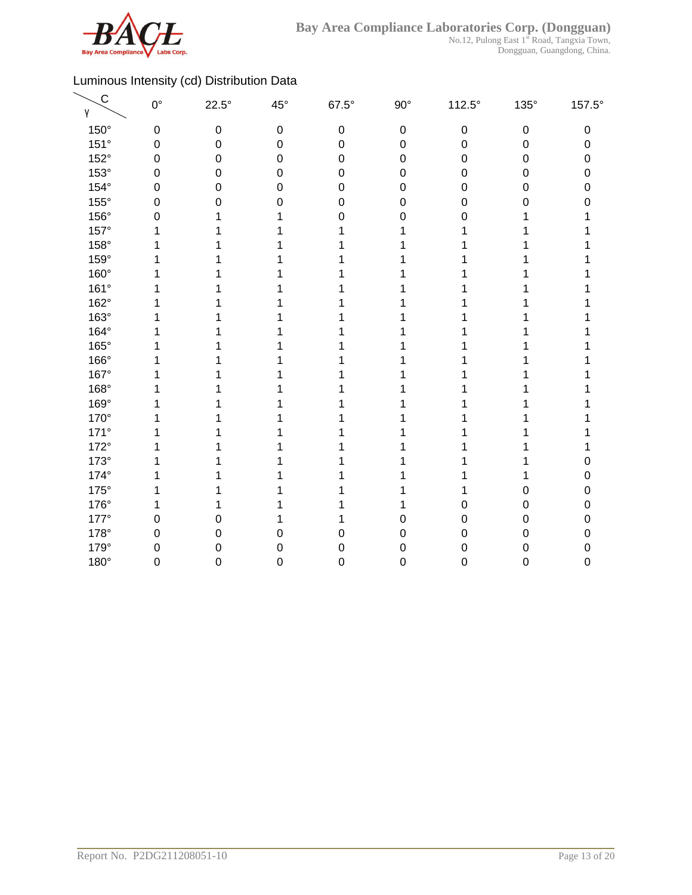Luminous Intensity (cd) Distribution Data

| γ \ C | 0° | 22.5° | 45° | 67.5° | 90° | 112.5° | 135° | 157.5° |
|---|---|---|---|---|---|---|---|---|
| 150° | 0 | 0 | 0 | 0 | 0 | 0 | 0 | 0 |
| 151° | 0 | 0 | 0 | 0 | 0 | 0 | 0 | 0 |
| 152° | 0 | 0 | 0 | 0 | 0 | 0 | 0 | 0 |
| 153° | 0 | 0 | 0 | 0 | 0 | 0 | 0 | 0 |
| 154° | 0 | 0 | 0 | 0 | 0 | 0 | 0 | 0 |
| 155° | 0 | 0 | 0 | 0 | 0 | 0 | 0 | 0 |
| 156° | 0 | 1 | 1 | 0 | 0 | 0 | 1 | 1 |
| 157° | 1 | 1 | 1 | 1 | 1 | 1 | 1 | 1 |
| 158° | 1 | 1 | 1 | 1 | 1 | 1 | 1 | 1 |
| 159° | 1 | 1 | 1 | 1 | 1 | 1 | 1 | 1 |
| 160° | 1 | 1 | 1 | 1 | 1 | 1 | 1 | 1 |
| 161° | 1 | 1 | 1 | 1 | 1 | 1 | 1 | 1 |
| 162° | 1 | 1 | 1 | 1 | 1 | 1 | 1 | 1 |
| 163° | 1 | 1 | 1 | 1 | 1 | 1 | 1 | 1 |
| 164° | 1 | 1 | 1 | 1 | 1 | 1 | 1 | 1 |
| 165° | 1 | 1 | 1 | 1 | 1 | 1 | 1 | 1 |
| 166° | 1 | 1 | 1 | 1 | 1 | 1 | 1 | 1 |
| 167° | 1 | 1 | 1 | 1 | 1 | 1 | 1 | 1 |
| 168° | 1 | 1 | 1 | 1 | 1 | 1 | 1 | 1 |
| 169° | 1 | 1 | 1 | 1 | 1 | 1 | 1 | 1 |
| 170° | 1 | 1 | 1 | 1 | 1 | 1 | 1 | 1 |
| 171° | 1 | 1 | 1 | 1 | 1 | 1 | 1 | 1 |
| 172° | 1 | 1 | 1 | 1 | 1 | 1 | 1 | 1 |
| 173° | 1 | 1 | 1 | 1 | 1 | 1 | 1 | 0 |
| 174° | 1 | 1 | 1 | 1 | 1 | 1 | 1 | 0 |
| 175° | 1 | 1 | 1 | 1 | 1 | 1 | 0 | 0 |
| 176° | 1 | 1 | 1 | 1 | 1 | 0 | 0 | 0 |
| 177° | 0 | 0 | 1 | 1 | 0 | 0 | 0 | 0 |
| 178° | 0 | 0 | 0 | 0 | 0 | 0 | 0 | 0 |
| 179° | 0 | 0 | 0 | 0 | 0 | 0 | 0 | 0 |
| 180° | 0 | 0 | 0 | 0 | 0 | 0 | 0 | 0 |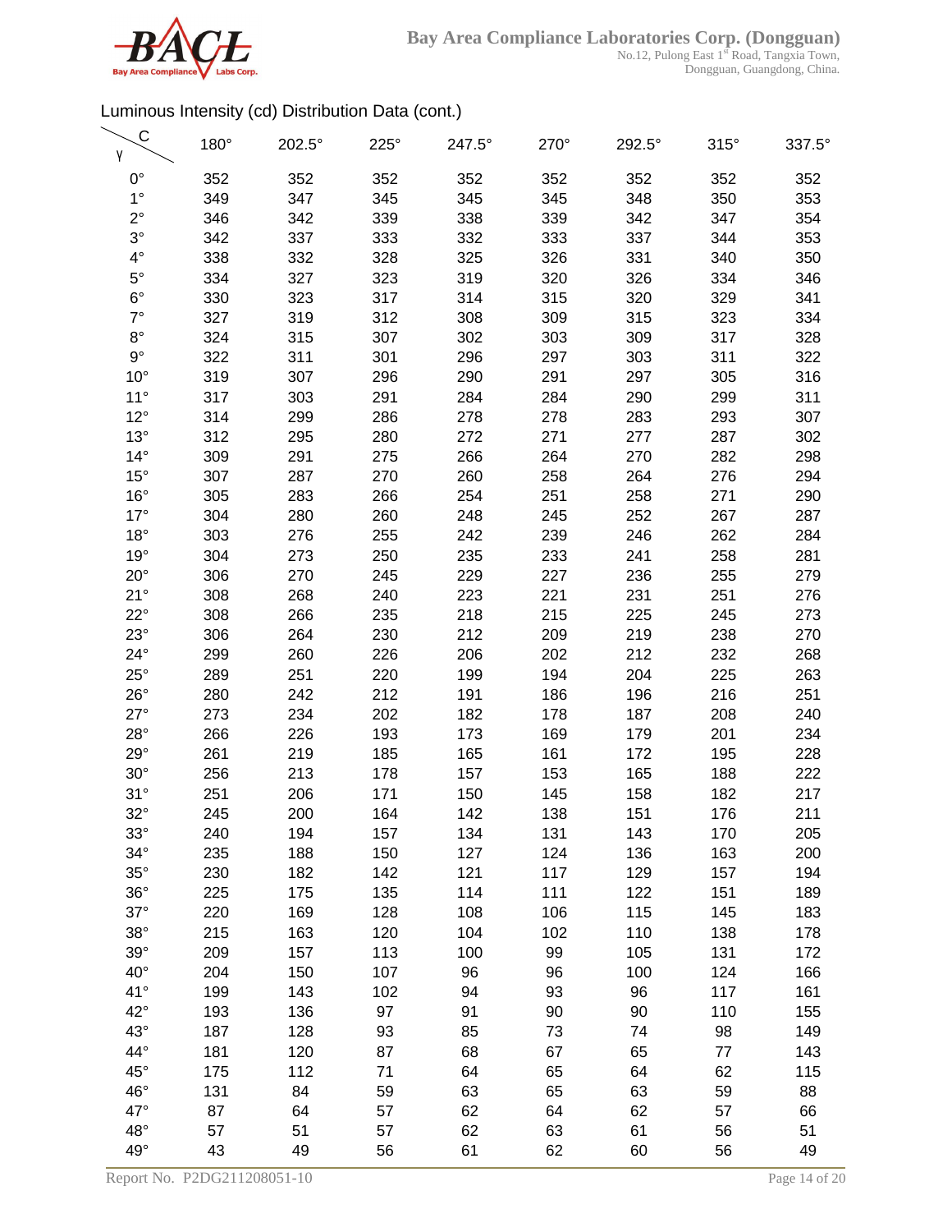Luminous Intensity (cd) Distribution Data (cont.)

| γ \ C | 180° | 202.5° | 225° | 247.5° | 270° | 292.5° | 315° | 337.5° |
|---|---|---|---|---|---|---|---|---|
| 0° | 352 | 352 | 352 | 352 | 352 | 352 | 352 | 352 |
| 1° | 349 | 347 | 345 | 345 | 345 | 348 | 350 | 353 |
| 2° | 346 | 342 | 339 | 338 | 339 | 342 | 347 | 354 |
| 3° | 342 | 337 | 333 | 332 | 333 | 337 | 344 | 353 |
| 4° | 338 | 332 | 328 | 325 | 326 | 331 | 340 | 350 |
| 5° | 334 | 327 | 323 | 319 | 320 | 326 | 334 | 346 |
| 6° | 330 | 323 | 317 | 314 | 315 | 320 | 329 | 341 |
| 7° | 327 | 319 | 312 | 308 | 309 | 315 | 323 | 334 |
| 8° | 324 | 315 | 307 | 302 | 303 | 309 | 317 | 328 |
| 9° | 322 | 311 | 301 | 296 | 297 | 303 | 311 | 322 |
| 10° | 319 | 307 | 296 | 290 | 291 | 297 | 305 | 316 |
| 11° | 317 | 303 | 291 | 284 | 284 | 290 | 299 | 311 |
| 12° | 314 | 299 | 286 | 278 | 278 | 283 | 293 | 307 |
| 13° | 312 | 295 | 280 | 272 | 271 | 277 | 287 | 302 |
| 14° | 309 | 291 | 275 | 266 | 264 | 270 | 282 | 298 |
| 15° | 307 | 287 | 270 | 260 | 258 | 264 | 276 | 294 |
| 16° | 305 | 283 | 266 | 254 | 251 | 258 | 271 | 290 |
| 17° | 304 | 280 | 260 | 248 | 245 | 252 | 267 | 287 |
| 18° | 303 | 276 | 255 | 242 | 239 | 246 | 262 | 284 |
| 19° | 304 | 273 | 250 | 235 | 233 | 241 | 258 | 281 |
| 20° | 306 | 270 | 245 | 229 | 227 | 236 | 255 | 279 |
| 21° | 308 | 268 | 240 | 223 | 221 | 231 | 251 | 276 |
| 22° | 308 | 266 | 235 | 218 | 215 | 225 | 245 | 273 |
| 23° | 306 | 264 | 230 | 212 | 209 | 219 | 238 | 270 |
| 24° | 299 | 260 | 226 | 206 | 202 | 212 | 232 | 268 |
| 25° | 289 | 251 | 220 | 199 | 194 | 204 | 225 | 263 |
| 26° | 280 | 242 | 212 | 191 | 186 | 196 | 216 | 251 |
| 27° | 273 | 234 | 202 | 182 | 178 | 187 | 208 | 240 |
| 28° | 266 | 226 | 193 | 173 | 169 | 179 | 201 | 234 |
| 29° | 261 | 219 | 185 | 165 | 161 | 172 | 195 | 228 |
| 30° | 256 | 213 | 178 | 157 | 153 | 165 | 188 | 222 |
| 31° | 251 | 206 | 171 | 150 | 145 | 158 | 182 | 217 |
| 32° | 245 | 200 | 164 | 142 | 138 | 151 | 176 | 211 |
| 33° | 240 | 194 | 157 | 134 | 131 | 143 | 170 | 205 |
| 34° | 235 | 188 | 150 | 127 | 124 | 136 | 163 | 200 |
| 35° | 230 | 182 | 142 | 121 | 117 | 129 | 157 | 194 |
| 36° | 225 | 175 | 135 | 114 | 111 | 122 | 151 | 189 |
| 37° | 220 | 169 | 128 | 108 | 106 | 115 | 145 | 183 |
| 38° | 215 | 163 | 120 | 104 | 102 | 110 | 138 | 178 |
| 39° | 209 | 157 | 113 | 100 | 99 | 105 | 131 | 172 |
| 40° | 204 | 150 | 107 | 96 | 96 | 100 | 124 | 166 |
| 41° | 199 | 143 | 102 | 94 | 93 | 96 | 117 | 161 |
| 42° | 193 | 136 | 97 | 91 | 90 | 90 | 110 | 155 |
| 43° | 187 | 128 | 93 | 85 | 73 | 74 | 98 | 149 |
| 44° | 181 | 120 | 87 | 68 | 67 | 65 | 77 | 143 |
| 45° | 175 | 112 | 71 | 64 | 65 | 64 | 62 | 115 |
| 46° | 131 | 84 | 59 | 63 | 65 | 63 | 59 | 88 |
| 47° | 87 | 64 | 57 | 62 | 64 | 62 | 57 | 66 |
| 48° | 57 | 51 | 57 | 62 | 63 | 61 | 56 | 51 |
| 49° | 43 | 49 | 56 | 61 | 62 | 60 | 56 | 49 |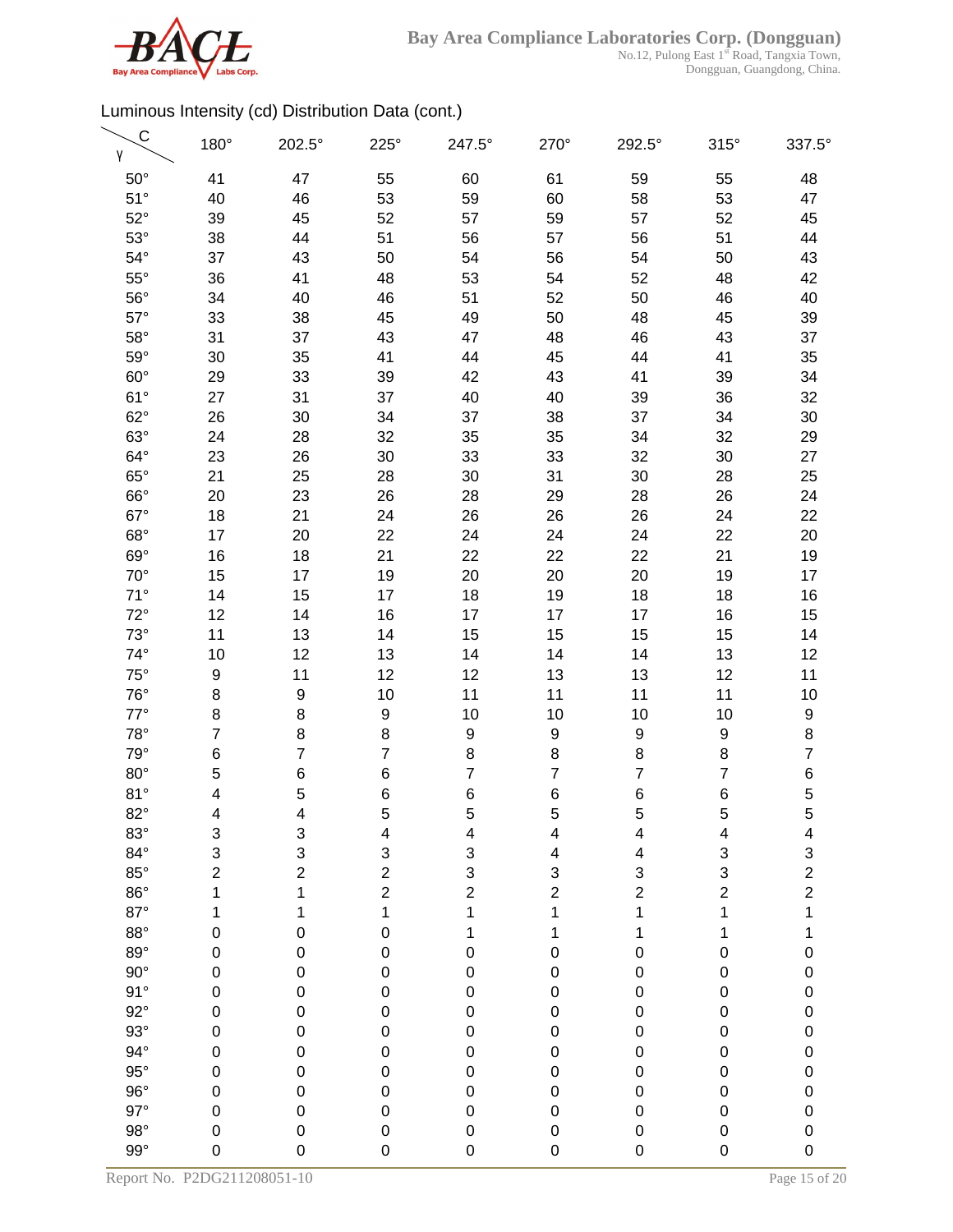Luminous Intensity (cd) Distribution Data (cont.)

| γ \ C | 180° | 202.5° | 225° | 247.5° | 270° | 292.5° | 315° | 337.5° |
|---|---|---|---|---|---|---|---|---|
| 50° | 41 | 47 | 55 | 60 | 61 | 59 | 55 | 48 |
| 51° | 40 | 46 | 53 | 59 | 60 | 58 | 53 | 47 |
| 52° | 39 | 45 | 52 | 57 | 59 | 57 | 52 | 45 |
| 53° | 38 | 44 | 51 | 56 | 57 | 56 | 51 | 44 |
| 54° | 37 | 43 | 50 | 54 | 56 | 54 | 50 | 43 |
| 55° | 36 | 41 | 48 | 53 | 54 | 52 | 48 | 42 |
| 56° | 34 | 40 | 46 | 51 | 52 | 50 | 46 | 40 |
| 57° | 33 | 38 | 45 | 49 | 50 | 48 | 45 | 39 |
| 58° | 31 | 37 | 43 | 47 | 48 | 46 | 43 | 37 |
| 59° | 30 | 35 | 41 | 44 | 45 | 44 | 41 | 35 |
| 60° | 29 | 33 | 39 | 42 | 43 | 41 | 39 | 34 |
| 61° | 27 | 31 | 37 | 40 | 40 | 39 | 36 | 32 |
| 62° | 26 | 30 | 34 | 37 | 38 | 37 | 34 | 30 |
| 63° | 24 | 28 | 32 | 35 | 35 | 34 | 32 | 29 |
| 64° | 23 | 26 | 30 | 33 | 33 | 32 | 30 | 27 |
| 65° | 21 | 25 | 28 | 30 | 31 | 30 | 28 | 25 |
| 66° | 20 | 23 | 26 | 28 | 29 | 28 | 26 | 24 |
| 67° | 18 | 21 | 24 | 26 | 26 | 26 | 24 | 22 |
| 68° | 17 | 20 | 22 | 24 | 24 | 24 | 22 | 20 |
| 69° | 16 | 18 | 21 | 22 | 22 | 22 | 21 | 19 |
| 70° | 15 | 17 | 19 | 20 | 20 | 20 | 19 | 17 |
| 71° | 14 | 15 | 17 | 18 | 19 | 18 | 18 | 16 |
| 72° | 12 | 14 | 16 | 17 | 17 | 17 | 16 | 15 |
| 73° | 11 | 13 | 14 | 15 | 15 | 15 | 15 | 14 |
| 74° | 10 | 12 | 13 | 14 | 14 | 14 | 13 | 12 |
| 75° | 9 | 11 | 12 | 12 | 13 | 13 | 12 | 11 |
| 76° | 8 | 9 | 10 | 11 | 11 | 11 | 11 | 10 |
| 77° | 8 | 8 | 9 | 10 | 10 | 10 | 10 | 9 |
| 78° | 7 | 8 | 8 | 9 | 9 | 9 | 9 | 8 |
| 79° | 6 | 7 | 7 | 8 | 8 | 8 | 8 | 7 |
| 80° | 5 | 6 | 6 | 7 | 7 | 7 | 7 | 6 |
| 81° | 4 | 5 | 6 | 6 | 6 | 6 | 6 | 5 |
| 82° | 4 | 4 | 5 | 5 | 5 | 5 | 5 | 5 |
| 83° | 3 | 3 | 4 | 4 | 4 | 4 | 4 | 4 |
| 84° | 3 | 3 | 3 | 3 | 4 | 4 | 3 | 3 |
| 85° | 2 | 2 | 2 | 3 | 3 | 3 | 3 | 2 |
| 86° | 1 | 1 | 2 | 2 | 2 | 2 | 2 | 2 |
| 87° | 1 | 1 | 1 | 1 | 1 | 1 | 1 | 1 |
| 88° | 0 | 0 | 0 | 1 | 1 | 1 | 1 | 1 |
| 89° | 0 | 0 | 0 | 0 | 0 | 0 | 0 | 0 |
| 90° | 0 | 0 | 0 | 0 | 0 | 0 | 0 | 0 |
| 91° | 0 | 0 | 0 | 0 | 0 | 0 | 0 | 0 |
| 92° | 0 | 0 | 0 | 0 | 0 | 0 | 0 | 0 |
| 93° | 0 | 0 | 0 | 0 | 0 | 0 | 0 | 0 |
| 94° | 0 | 0 | 0 | 0 | 0 | 0 | 0 | 0 |
| 95° | 0 | 0 | 0 | 0 | 0 | 0 | 0 | 0 |
| 96° | 0 | 0 | 0 | 0 | 0 | 0 | 0 | 0 |
| 97° | 0 | 0 | 0 | 0 | 0 | 0 | 0 | 0 |
| 98° | 0 | 0 | 0 | 0 | 0 | 0 | 0 | 0 |
| 99° | 0 | 0 | 0 | 0 | 0 | 0 | 0 | 0 |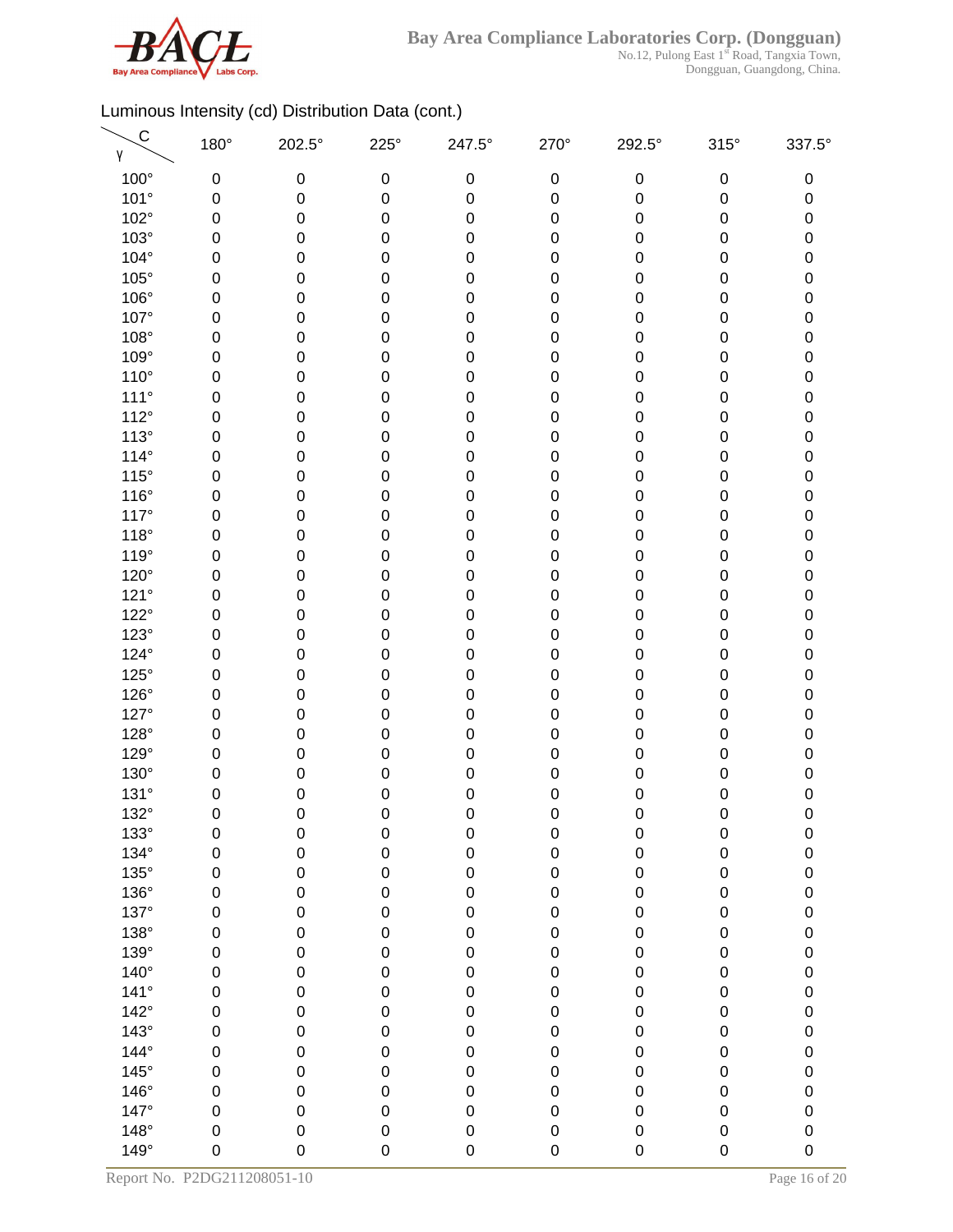Luminous Intensity (cd) Distribution Data (cont.)

| γ \ C | 180° | 202.5° | 225° | 247.5° | 270° | 292.5° | 315° | 337.5° |
|---|---|---|---|---|---|---|---|---|
| 100° | 0 | 0 | 0 | 0 | 0 | 0 | 0 | 0 |
| 101° | 0 | 0 | 0 | 0 | 0 | 0 | 0 | 0 |
| 102° | 0 | 0 | 0 | 0 | 0 | 0 | 0 | 0 |
| 103° | 0 | 0 | 0 | 0 | 0 | 0 | 0 | 0 |
| 104° | 0 | 0 | 0 | 0 | 0 | 0 | 0 | 0 |
| 105° | 0 | 0 | 0 | 0 | 0 | 0 | 0 | 0 |
| 106° | 0 | 0 | 0 | 0 | 0 | 0 | 0 | 0 |
| 107° | 0 | 0 | 0 | 0 | 0 | 0 | 0 | 0 |
| 108° | 0 | 0 | 0 | 0 | 0 | 0 | 0 | 0 |
| 109° | 0 | 0 | 0 | 0 | 0 | 0 | 0 | 0 |
| 110° | 0 | 0 | 0 | 0 | 0 | 0 | 0 | 0 |
| 111° | 0 | 0 | 0 | 0 | 0 | 0 | 0 | 0 |
| 112° | 0 | 0 | 0 | 0 | 0 | 0 | 0 | 0 |
| 113° | 0 | 0 | 0 | 0 | 0 | 0 | 0 | 0 |
| 114° | 0 | 0 | 0 | 0 | 0 | 0 | 0 | 0 |
| 115° | 0 | 0 | 0 | 0 | 0 | 0 | 0 | 0 |
| 116° | 0 | 0 | 0 | 0 | 0 | 0 | 0 | 0 |
| 117° | 0 | 0 | 0 | 0 | 0 | 0 | 0 | 0 |
| 118° | 0 | 0 | 0 | 0 | 0 | 0 | 0 | 0 |
| 119° | 0 | 0 | 0 | 0 | 0 | 0 | 0 | 0 |
| 120° | 0 | 0 | 0 | 0 | 0 | 0 | 0 | 0 |
| 121° | 0 | 0 | 0 | 0 | 0 | 0 | 0 | 0 |
| 122° | 0 | 0 | 0 | 0 | 0 | 0 | 0 | 0 |
| 123° | 0 | 0 | 0 | 0 | 0 | 0 | 0 | 0 |
| 124° | 0 | 0 | 0 | 0 | 0 | 0 | 0 | 0 |
| 125° | 0 | 0 | 0 | 0 | 0 | 0 | 0 | 0 |
| 126° | 0 | 0 | 0 | 0 | 0 | 0 | 0 | 0 |
| 127° | 0 | 0 | 0 | 0 | 0 | 0 | 0 | 0 |
| 128° | 0 | 0 | 0 | 0 | 0 | 0 | 0 | 0 |
| 129° | 0 | 0 | 0 | 0 | 0 | 0 | 0 | 0 |
| 130° | 0 | 0 | 0 | 0 | 0 | 0 | 0 | 0 |
| 131° | 0 | 0 | 0 | 0 | 0 | 0 | 0 | 0 |
| 132° | 0 | 0 | 0 | 0 | 0 | 0 | 0 | 0 |
| 133° | 0 | 0 | 0 | 0 | 0 | 0 | 0 | 0 |
| 134° | 0 | 0 | 0 | 0 | 0 | 0 | 0 | 0 |
| 135° | 0 | 0 | 0 | 0 | 0 | 0 | 0 | 0 |
| 136° | 0 | 0 | 0 | 0 | 0 | 0 | 0 | 0 |
| 137° | 0 | 0 | 0 | 0 | 0 | 0 | 0 | 0 |
| 138° | 0 | 0 | 0 | 0 | 0 | 0 | 0 | 0 |
| 139° | 0 | 0 | 0 | 0 | 0 | 0 | 0 | 0 |
| 140° | 0 | 0 | 0 | 0 | 0 | 0 | 0 | 0 |
| 141° | 0 | 0 | 0 | 0 | 0 | 0 | 0 | 0 |
| 142° | 0 | 0 | 0 | 0 | 0 | 0 | 0 | 0 |
| 143° | 0 | 0 | 0 | 0 | 0 | 0 | 0 | 0 |
| 144° | 0 | 0 | 0 | 0 | 0 | 0 | 0 | 0 |
| 145° | 0 | 0 | 0 | 0 | 0 | 0 | 0 | 0 |
| 146° | 0 | 0 | 0 | 0 | 0 | 0 | 0 | 0 |
| 147° | 0 | 0 | 0 | 0 | 0 | 0 | 0 | 0 |
| 148° | 0 | 0 | 0 | 0 | 0 | 0 | 0 | 0 |
| 149° | 0 | 0 | 0 | 0 | 0 | 0 | 0 | 0 |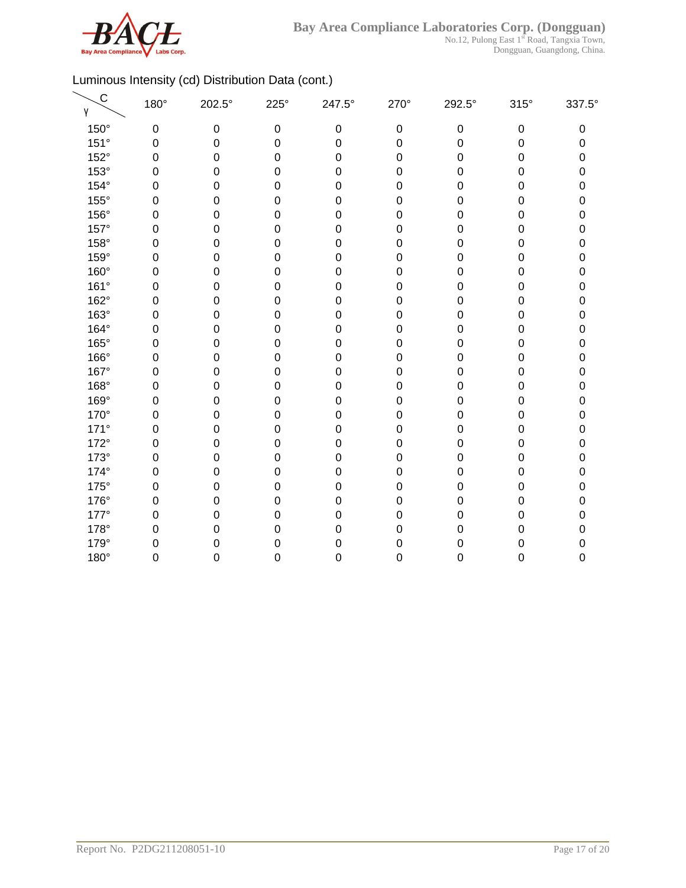Luminous Intensity (cd) Distribution Data (cont.)

| γ \ C | 180° | 202.5° | 225° | 247.5° | 270° | 292.5° | 315° | 337.5° |
|---|---|---|---|---|---|---|---|---|
| 150° | 0 | 0 | 0 | 0 | 0 | 0 | 0 | 0 |
| 151° | 0 | 0 | 0 | 0 | 0 | 0 | 0 | 0 |
| 152° | 0 | 0 | 0 | 0 | 0 | 0 | 0 | 0 |
| 153° | 0 | 0 | 0 | 0 | 0 | 0 | 0 | 0 |
| 154° | 0 | 0 | 0 | 0 | 0 | 0 | 0 | 0 |
| 155° | 0 | 0 | 0 | 0 | 0 | 0 | 0 | 0 |
| 156° | 0 | 0 | 0 | 0 | 0 | 0 | 0 | 0 |
| 157° | 0 | 0 | 0 | 0 | 0 | 0 | 0 | 0 |
| 158° | 0 | 0 | 0 | 0 | 0 | 0 | 0 | 0 |
| 159° | 0 | 0 | 0 | 0 | 0 | 0 | 0 | 0 |
| 160° | 0 | 0 | 0 | 0 | 0 | 0 | 0 | 0 |
| 161° | 0 | 0 | 0 | 0 | 0 | 0 | 0 | 0 |
| 162° | 0 | 0 | 0 | 0 | 0 | 0 | 0 | 0 |
| 163° | 0 | 0 | 0 | 0 | 0 | 0 | 0 | 0 |
| 164° | 0 | 0 | 0 | 0 | 0 | 0 | 0 | 0 |
| 165° | 0 | 0 | 0 | 0 | 0 | 0 | 0 | 0 |
| 166° | 0 | 0 | 0 | 0 | 0 | 0 | 0 | 0 |
| 167° | 0 | 0 | 0 | 0 | 0 | 0 | 0 | 0 |
| 168° | 0 | 0 | 0 | 0 | 0 | 0 | 0 | 0 |
| 169° | 0 | 0 | 0 | 0 | 0 | 0 | 0 | 0 |
| 170° | 0 | 0 | 0 | 0 | 0 | 0 | 0 | 0 |
| 171° | 0 | 0 | 0 | 0 | 0 | 0 | 0 | 0 |
| 172° | 0 | 0 | 0 | 0 | 0 | 0 | 0 | 0 |
| 173° | 0 | 0 | 0 | 0 | 0 | 0 | 0 | 0 |
| 174° | 0 | 0 | 0 | 0 | 0 | 0 | 0 | 0 |
| 175° | 0 | 0 | 0 | 0 | 0 | 0 | 0 | 0 |
| 176° | 0 | 0 | 0 | 0 | 0 | 0 | 0 | 0 |
| 177° | 0 | 0 | 0 | 0 | 0 | 0 | 0 | 0 |
| 178° | 0 | 0 | 0 | 0 | 0 | 0 | 0 | 0 |
| 179° | 0 | 0 | 0 | 0 | 0 | 0 | 0 | 0 |
| 180° | 0 | 0 | 0 | 0 | 0 | 0 | 0 | 0 |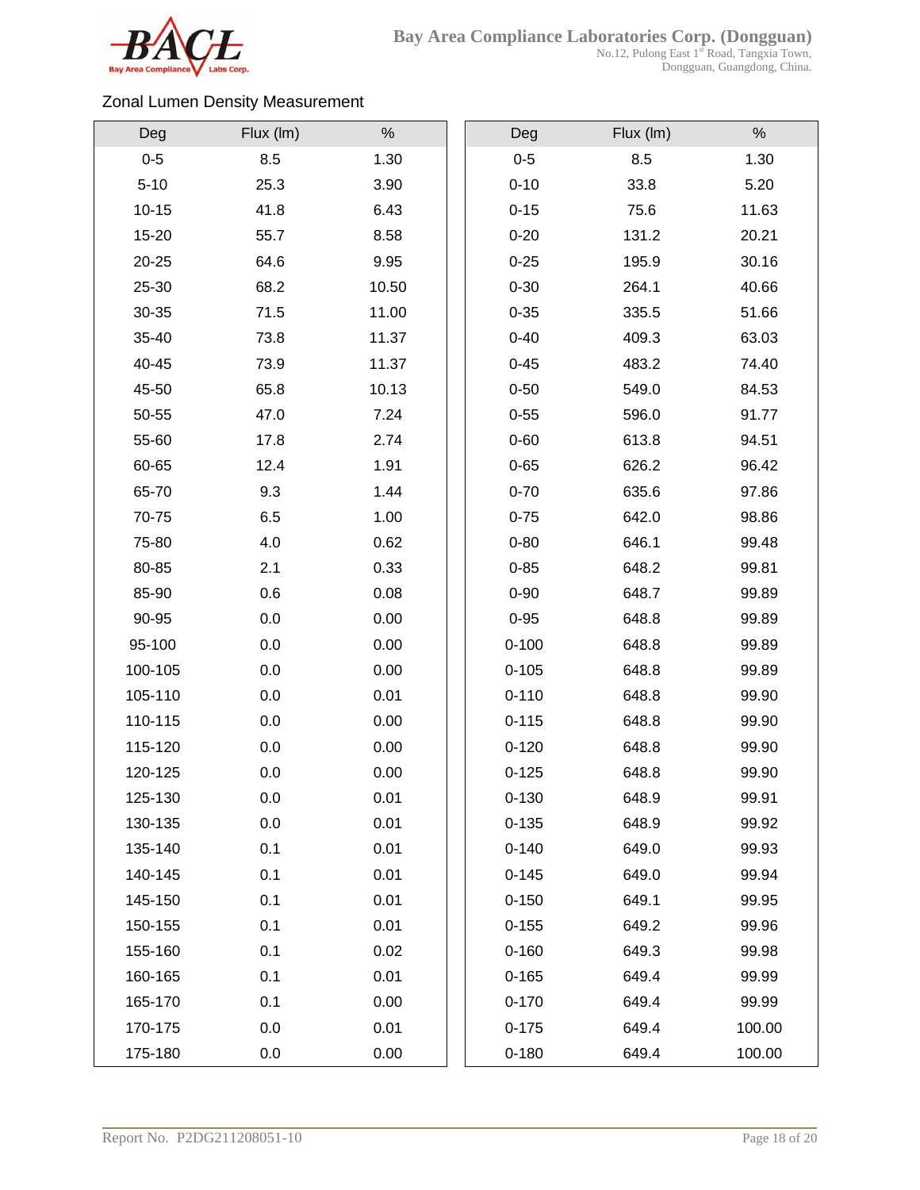## Zonal Lumen Density Measurement

| Deg | Flux (lm) | % |
|---|---|---|
| 0-5 | 8.5 | 1.30 |
| 5-10 | 25.3 | 3.90 |
| 10-15 | 41.8 | 6.43 |
| 15-20 | 55.7 | 8.58 |
| 20-25 | 64.6 | 9.95 |
| 25-30 | 68.2 | 10.50 |
| 30-35 | 71.5 | 11.00 |
| 35-40 | 73.8 | 11.37 |
| 40-45 | 73.9 | 11.37 |
| 45-50 | 65.8 | 10.13 |
| 50-55 | 47.0 | 7.24 |
| 55-60 | 17.8 | 2.74 |
| 60-65 | 12.4 | 1.91 |
| 65-70 | 9.3 | 1.44 |
| 70-75 | 6.5 | 1.00 |
| 75-80 | 4.0 | 0.62 |
| 80-85 | 2.1 | 0.33 |
| 85-90 | 0.6 | 0.08 |
| 90-95 | 0.0 | 0.00 |
| 95-100 | 0.0 | 0.00 |
| 100-105 | 0.0 | 0.00 |
| 105-110 | 0.0 | 0.01 |
| 110-115 | 0.0 | 0.00 |
| 115-120 | 0.0 | 0.00 |
| 120-125 | 0.0 | 0.00 |
| 125-130 | 0.0 | 0.01 |
| 130-135 | 0.0 | 0.01 |
| 135-140 | 0.1 | 0.01 |
| 140-145 | 0.1 | 0.01 |
| 145-150 | 0.1 | 0.01 |
| 150-155 | 0.1 | 0.01 |
| 155-160 | 0.1 | 0.02 |
| 160-165 | 0.1 | 0.01 |
| 165-170 | 0.1 | 0.00 |
| 170-175 | 0.0 | 0.01 |
| 175-180 | 0.0 | 0.00 |

| Deg | Flux (lm) | % |
|---|---|---|
| 0-5 | 8.5 | 1.30 |
| 0-10 | 33.8 | 5.20 |
| 0-15 | 75.6 | 11.63 |
| 0-20 | 131.2 | 20.21 |
| 0-25 | 195.9 | 30.16 |
| 0-30 | 264.1 | 40.66 |
| 0-35 | 335.5 | 51.66 |
| 0-40 | 409.3 | 63.03 |
| 0-45 | 483.2 | 74.40 |
| 0-50 | 549.0 | 84.53 |
| 0-55 | 596.0 | 91.77 |
| 0-60 | 613.8 | 94.51 |
| 0-65 | 626.2 | 96.42 |
| 0-70 | 635.6 | 97.86 |
| 0-75 | 642.0 | 98.86 |
| 0-80 | 646.1 | 99.48 |
| 0-85 | 648.2 | 99.81 |
| 0-90 | 648.7 | 99.89 |
| 0-95 | 648.8 | 99.89 |
| 0-100 | 648.8 | 99.89 |
| 0-105 | 648.8 | 99.89 |
| 0-110 | 648.8 | 99.90 |
| 0-115 | 648.8 | 99.90 |
| 0-120 | 648.8 | 99.90 |
| 0-125 | 648.8 | 99.90 |
| 0-130 | 648.9 | 99.91 |
| 0-135 | 648.9 | 99.92 |
| 0-140 | 649.0 | 99.93 |
| 0-145 | 649.0 | 99.94 |
| 0-150 | 649.1 | 99.95 |
| 0-155 | 649.2 | 99.96 |
| 0-160 | 649.3 | 99.98 |
| 0-165 | 649.4 | 99.99 |
| 0-170 | 649.4 | 99.99 |
| 0-175 | 649.4 | 100.00 |
| 0-180 | 649.4 | 100.00 |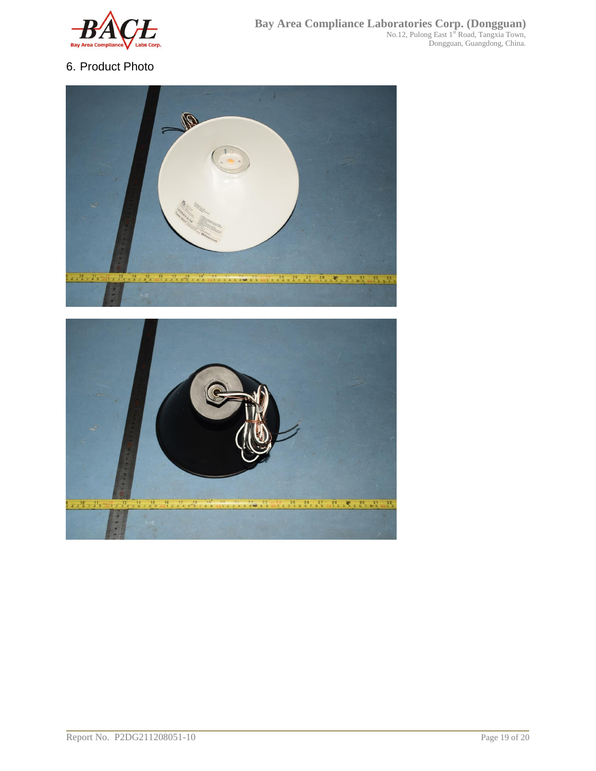## 6. Product Photo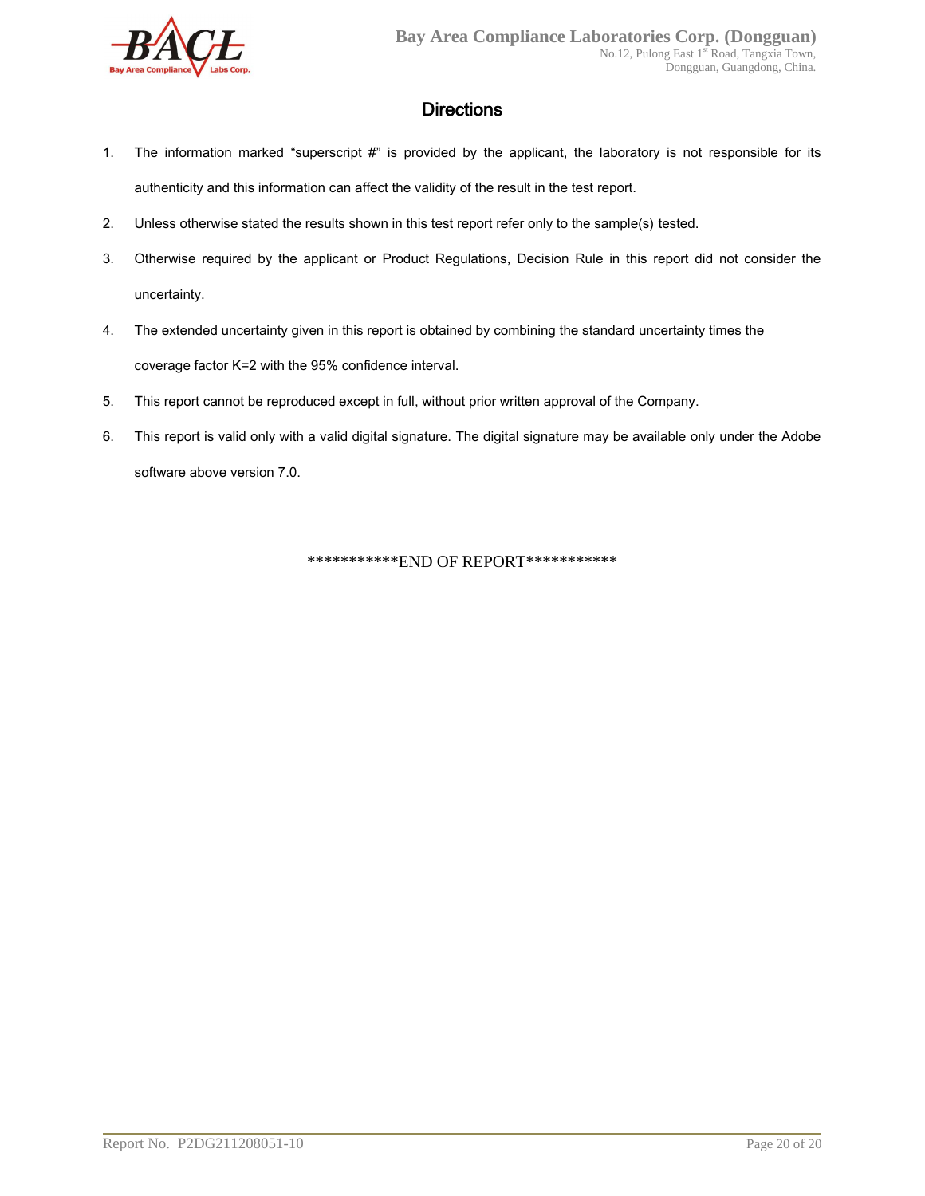# Directions

1. The information marked "superscript #" is provided by the applicant, the laboratory is not responsible for its authenticity and this information can affect the validity of the result in the test report.
2. Unless otherwise stated the results shown in this test report refer only to the sample(s) tested.
3. Otherwise required by the applicant or Product Regulations, Decision Rule in this report did not consider the uncertainty.
4. The extended uncertainty given in this report is obtained by combining the standard uncertainty times the coverage factor K=2 with the 95% confidence interval.
5. This report cannot be reproduced except in full, without prior written approval of the Company.
6. This report is valid only with a valid digital signature. The digital signature may be available only under the Adobe software above version 7.0.

***********END OF REPORT***********